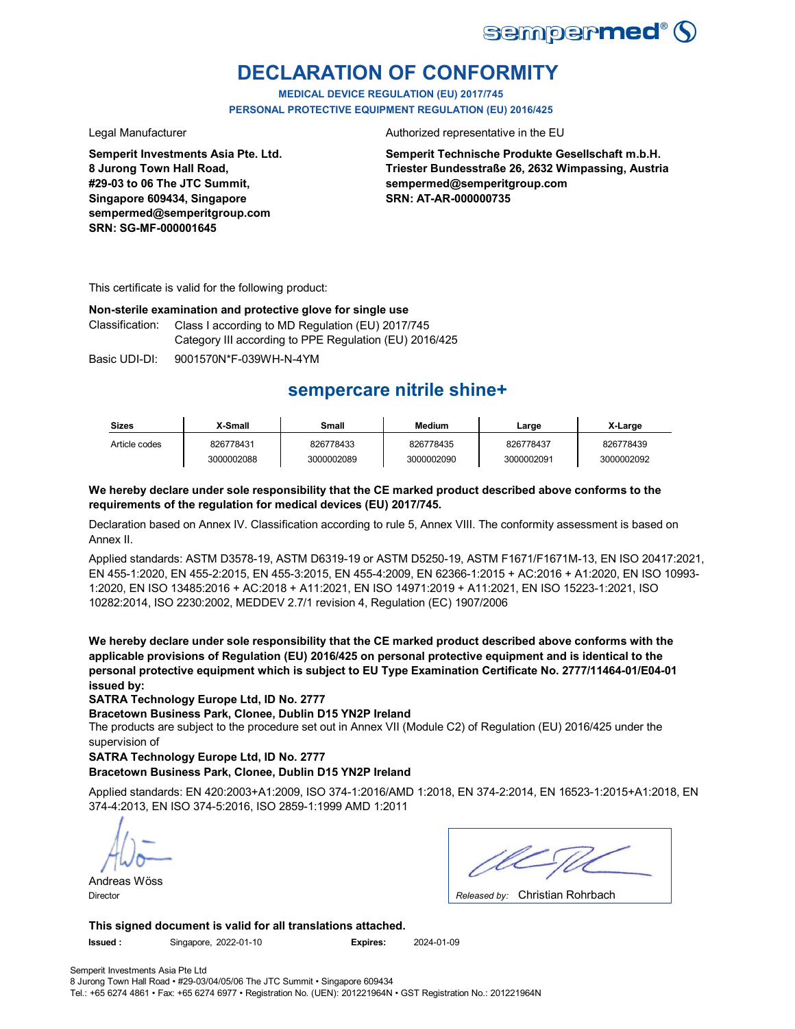sempermed®

# DECLARATION OF CONFORMITY

**MEDICAL DEVICE REGULATION (EU) 2017/745**
**PERSONAL PROTECTIVE EQUIPMENT REGULATION (EU) 2016/425**

Legal Manufacturer

**Semperit Investments Asia Pte. Ltd.**
**8 Jurong Town Hall Road,**
**#29-03 to 06 The JTC Summit,**
**Singapore 609434, Singapore**
**sempermed@semperitgroup.com**
**SRN: SG-MF-000001645**

Authorized representative in the EU

**Semperit Technische Produkte Gesellschaft m.b.H.**
**Triester Bundesstraße 26, 2632 Wimpassing, Austria**
**sempermed@semperitgroup.com**
**SRN: AT-AR-000000735**

This certificate is valid for the following product:

**Non-sterile examination and protective glove for single use**

Classification: Class I according to MD Regulation (EU) 2017/745
Category III according to PPE Regulation (EU) 2016/425

Basic UDI-DI: 9001570N*F-039WH-N-4YM

## sempercare nitrile shine+

| Sizes | X-Small | Small | Medium | Large | X-Large |
|---|---|---|---|---|---|
| Article codes | 826778431<br>3000002088 | 826778433<br>3000002089 | 826778435<br>3000002090 | 826778437<br>3000002091 | 826778439<br>3000002092 |

**We hereby declare under sole responsibility that the CE marked product described above conforms to the requirements of the regulation for medical devices (EU) 2017/745.**

Declaration based on Annex IV. Classification according to rule 5, Annex VIII. The conformity assessment is based on Annex II.

Applied standards: ASTM D3578-19, ASTM D6319-19 or ASTM D5250-19, ASTM F1671/F1671M-13, EN ISO 20417:2021, EN 455-1:2020, EN 455-2:2015, EN 455-3:2015, EN 455-4:2009, EN 62366-1:2015 + AC:2016 + A1:2020, EN ISO 10993-1:2020, EN ISO 13485:2016 + AC:2018 + A11:2021, EN ISO 14971:2019 + A11:2021, EN ISO 15223-1:2021, ISO 10282:2014, ISO 2230:2002, MEDDEV 2.7/1 revision 4, Regulation (EC) 1907/2006

**We hereby declare under sole responsibility that the CE marked product described above conforms with the applicable provisions of Regulation (EU) 2016/425 on personal protective equipment and is identical to the personal protective equipment which is subject to EU Type Examination Certificate No. 2777/11464-01/E04-01 issued by:**
**SATRA Technology Europe Ltd, ID No. 2777**
**Bracetown Business Park, Clonee, Dublin D15 YN2P Ireland**
The products are subject to the procedure set out in Annex VII (Module C2) of Regulation (EU) 2016/425 under the supervision of
**SATRA Technology Europe Ltd, ID No. 2777**
**Bracetown Business Park, Clonee, Dublin D15 YN2P Ireland**

Applied standards: EN 420:2003+A1:2009, ISO 374-1:2016/AMD 1:2018, EN 374-2:2014, EN 16523-1:2015+A1:2018, EN 374-4:2013, EN ISO 374-5:2016, ISO 2859-1:1999 AMD 1:2011

Andreas Wöss
Director

*Released by:* Christian Rohrbach

**This signed document is valid for all translations attached.**

**Issued :** Singapore, 2022-01-10 **Expires:** 2024-01-09

Semperit Investments Asia Pte Ltd
8 Jurong Town Hall Road • #29-03/04/05/06 The JTC Summit • Singapore 609434
Tel.: +65 6274 4861 • Fax: +65 6274 6977 • Registration No. (UEN): 201221964N • GST Registration No.: 201221964N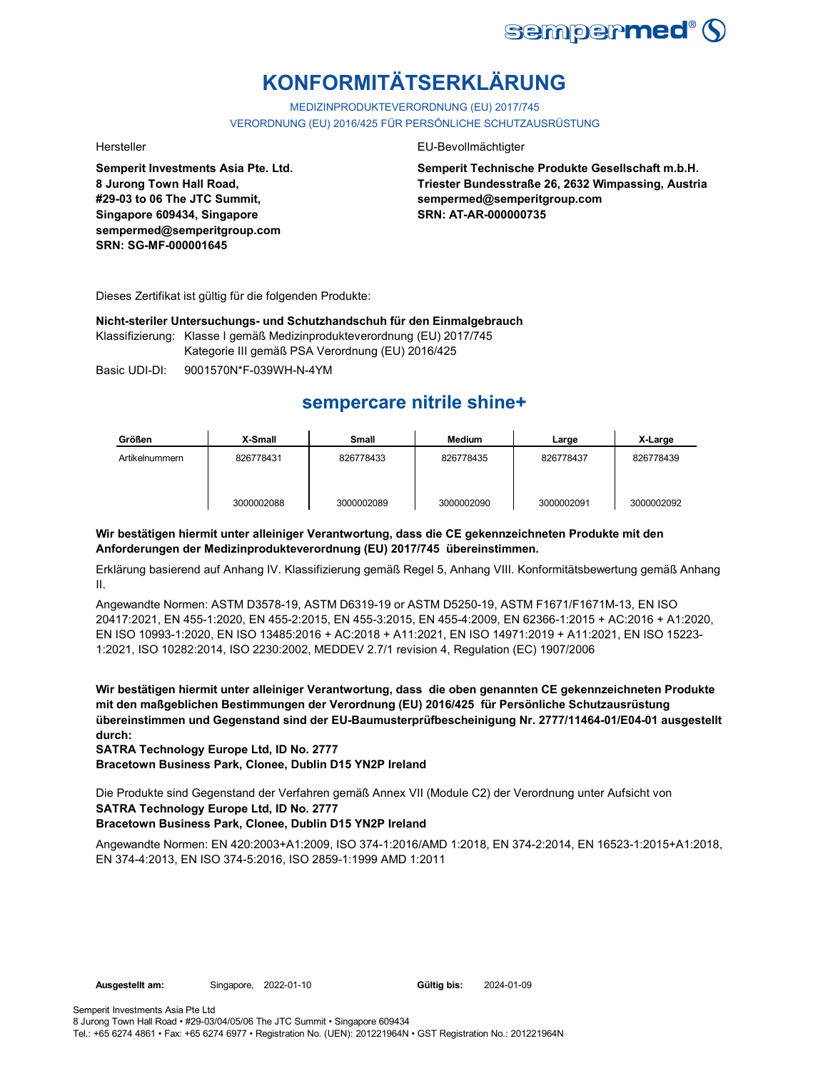# KONFORMITÄTSERKLÄRUNG

MEDIZINPRODUKTEVERORDNUNG (EU) 2017/745
VERORDNUNG (EU) 2016/425 FÜR PERSÖNLICHE SCHUTZAUSRÜSTUNG

Hersteller

**Semperit Investments Asia Pte. Ltd.**
**8 Jurong Town Hall Road,**
**#29-03 to 06 The JTC Summit,**
**Singapore 609434, Singapore**
**sempermed@semperitgroup.com**
**SRN: SG-MF-000001645**

EU-Bevollmächtigter

**Semperit Technische Produkte Gesellschaft m.b.H.**
**Triester Bundesstraße 26, 2632 Wimpassing, Austria**
**sempermed@semperitgroup.com**
**SRN: AT-AR-000000735**

Dieses Zertifikat ist gültig für die folgenden Produkte:

**Nicht-steriler Untersuchungs- und Schutzhandschuh für den Einmalgebrauch**
Klassifizierung: Klasse I gemäß Medizinprodukteverordnung (EU) 2017/745
Kategorie III gemäß PSA Verordnung (EU) 2016/425

Basic UDI-DI: 9001570N*F-039WH-N-4YM

## sempercare nitrile shine+

| Größen | X-Small | Small | Medium | Large | X-Large |
|---|---|---|---|---|---|
| Artikelnummern | 826778431 | 826778433 | 826778435 | 826778437 | 826778439 |
| | 3000002088 | 3000002089 | 3000002090 | 3000002091 | 3000002092 |

**Wir bestätigen hiermit unter alleiniger Verantwortung, dass die CE gekennzeichneten Produkte mit den Anforderungen der Medizinprodukteverordnung (EU) 2017/745 übereinstimmen.**

Erklärung basierend auf Anhang IV. Klassifizierung gemäß Regel 5, Anhang VIII. Konformitätsbewertung gemäß Anhang II.

Angewandte Normen: ASTM D3578-19, ASTM D6319-19 or ASTM D5250-19, ASTM F1671/F1671M-13, EN ISO 20417:2021, EN 455-1:2020, EN 455-2:2015, EN 455-3:2015, EN 455-4:2009, EN 62366-1:2015 + AC:2016 + A1:2020, EN ISO 10993-1:2020, EN ISO 13485:2016 + AC:2018 + A11:2021, EN ISO 14971:2019 + A11:2021, EN ISO 15223-1:2021, ISO 10282:2014, ISO 2230:2002, MEDDEV 2.7/1 revision 4, Regulation (EC) 1907/2006

**Wir bestätigen hiermit unter alleiniger Verantwortung, dass die oben genannten CE gekennzeichneten Produkte mit den maßgeblichen Bestimmungen der Verordnung (EU) 2016/425 für Persönliche Schutzausrüstung übereinstimmen und Gegenstand sind der EU-Baumusterprüfbescheinigung Nr. 2777/11464-01/E04-01 ausgestellt durch:**
**SATRA Technology Europe Ltd, ID No. 2777**
**Bracetown Business Park, Clonee, Dublin D15 YN2P Ireland**

Die Produkte sind Gegenstand der Verfahren gemäß Annex VII (Module C2) der Verordnung unter Aufsicht von
**SATRA Technology Europe Ltd, ID No. 2777**
**Bracetown Business Park, Clonee, Dublin D15 YN2P Ireland**

Angewandte Normen: EN 420:2003+A1:2009, ISO 374-1:2016/AMD 1:2018, EN 374-2:2014, EN 16523-1:2015+A1:2018, EN 374-4:2013, EN ISO 374-5:2016, ISO 2859-1:1999 AMD 1:2011

**Ausgestellt am:** Singapore, 2022-01-10 **Gültig bis:** 2024-01-09

Semperit Investments Asia Pte Ltd
8 Jurong Town Hall Road • #29-03/04/05/06 The JTC Summit • Singapore 609434
Tel.: +65 6274 4861 • Fax: +65 6274 6977 • Registration No. (UEN): 201221964N • GST Registration No.: 201221964N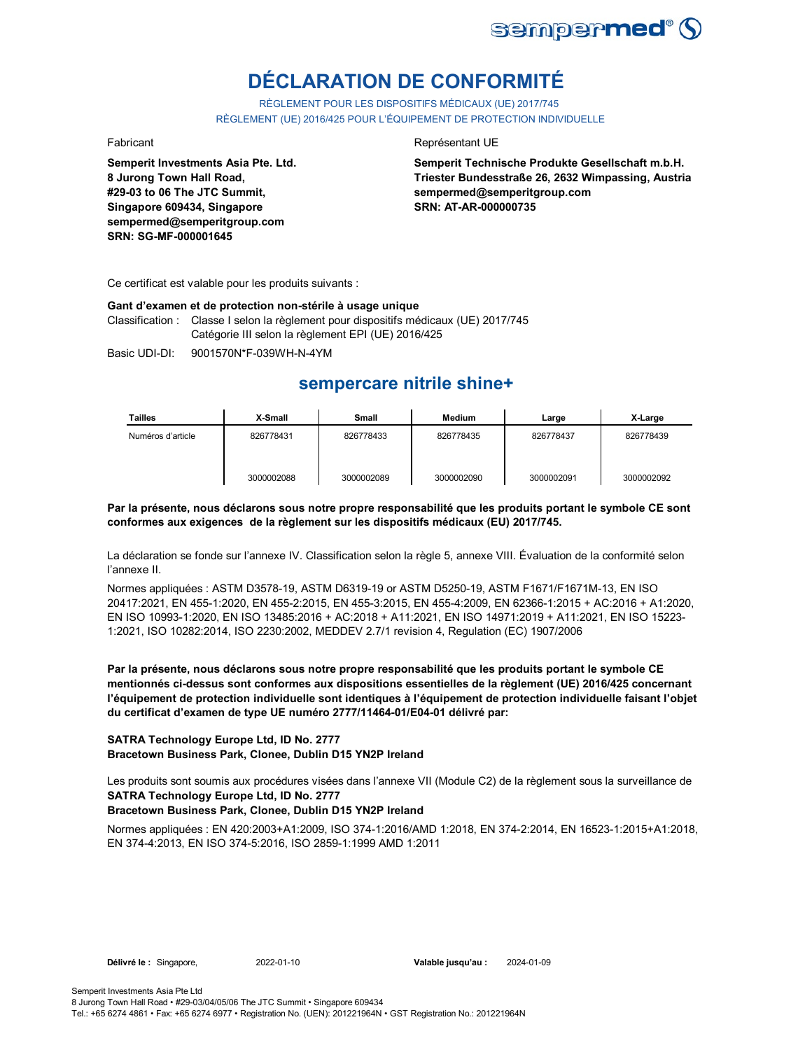# DÉCLARATION DE CONFORMITÉ

RÈGLEMENT POUR LES DISPOSITIFS MÉDICAUX (UE) 2017/745
RÈGLEMENT (UE) 2016/425 POUR L'ÉQUIPEMENT DE PROTECTION INDIVIDUELLE

Fabricant

**Semperit Investments Asia Pte. Ltd.**
**8 Jurong Town Hall Road,**
**#29-03 to 06 The JTC Summit,**
**Singapore 609434, Singapore**
**sempermed@semperitgroup.com**
**SRN: SG-MF-000001645**

Représentant UE

**Semperit Technische Produkte Gesellschaft m.b.H.**
**Triester Bundesstraße 26, 2632 Wimpassing, Austria**
**sempermed@semperitgroup.com**
**SRN: AT-AR-000000735**

Ce certificat est valable pour les produits suivants :

**Gant d'examen et de protection non-stérile à usage unique**

Classification : Classe I selon la règlement pour dispositifs médicaux (UE) 2017/745
Catégorie III selon la règlement EPI (UE) 2016/425

Basic UDI-DI: 9001570N*F-039WH-N-4YM

## sempercare nitrile shine+

| Tailles | X-Small | Small | Medium | Large | X-Large |
|---|---|---|---|---|---|
| Numéros d'article | 826778431<br><br>3000002088 | 826778433<br><br>3000002089 | 826778435<br><br>3000002090 | 826778437<br><br>3000002091 | 826778439<br><br>3000002092 |

**Par la présente, nous déclarons sous notre propre responsabilité que les produits portant le symbole CE sont conformes aux exigences de la règlement sur les dispositifs médicaux (EU) 2017/745.**

La déclaration se fonde sur l'annexe IV. Classification selon la règle 5, annexe VIII. Évaluation de la conformité selon l'annexe II.

Normes appliquées : ASTM D3578-19, ASTM D6319-19 or ASTM D5250-19, ASTM F1671/F1671M-13, EN ISO 20417:2021, EN 455-1:2020, EN 455-2:2015, EN 455-3:2015, EN 455-4:2009, EN 62366-1:2015 + AC:2016 + A1:2020, EN ISO 10993-1:2020, EN ISO 13485:2016 + AC:2018 + A11:2021, EN ISO 14971:2019 + A11:2021, EN ISO 15223-1:2021, ISO 10282:2014, ISO 2230:2002, MEDDEV 2.7/1 revision 4, Regulation (EC) 1907/2006

**Par la présente, nous déclarons sous notre propre responsabilité que les produits portant le symbole CE mentionnés ci-dessus sont conformes aux dispositions essentielles de la règlement (UE) 2016/425 concernant l'équipement de protection individuelle sont identiques à l'équipement de protection individuelle faisant l'objet du certificat d'examen de type UE numéro 2777/11464-01/E04-01 délivré par:**

**SATRA Technology Europe Ltd, ID No. 2777**
**Bracetown Business Park, Clonee, Dublin D15 YN2P Ireland**

Les produits sont soumis aux procédures visées dans l'annexe VII (Module C2) de la règlement sous la surveillance de
**SATRA Technology Europe Ltd, ID No. 2777**
**Bracetown Business Park, Clonee, Dublin D15 YN2P Ireland**

Normes appliquées : EN 420:2003+A1:2009, ISO 374-1:2016/AMD 1:2018, EN 374-2:2014, EN 16523-1:2015+A1:2018, EN 374-4:2013, EN ISO 374-5:2016, ISO 2859-1:1999 AMD 1:2011

**Délivré le :** Singapore, 2022-01-10 **Valable jusqu'au :** 2024-01-09

Semperit Investments Asia Pte Ltd
8 Jurong Town Hall Road • #29-03/04/05/06 The JTC Summit • Singapore 609434
Tel.: +65 6274 4861 • Fax: +65 6274 6977 • Registration No. (UEN): 201221964N • GST Registration No.: 201221964N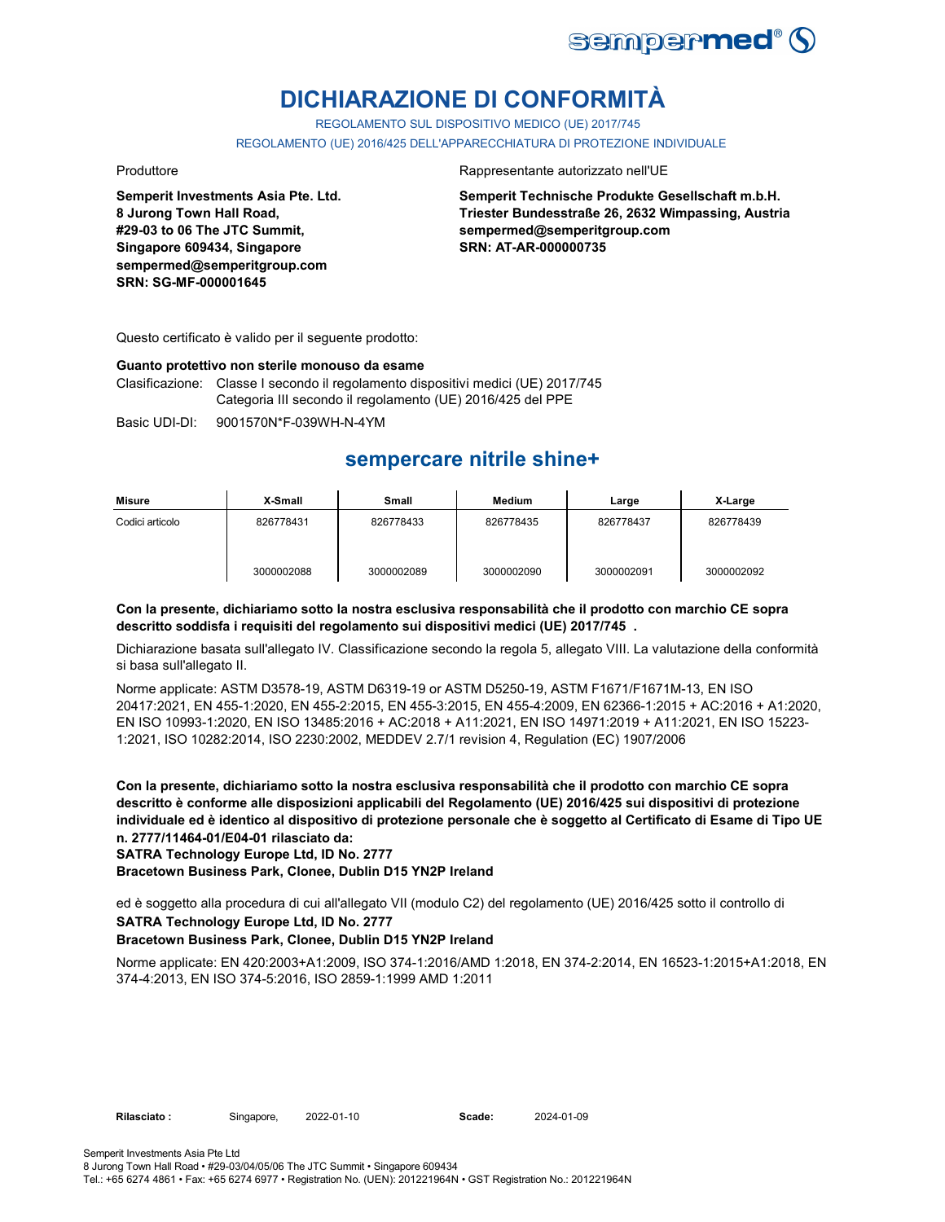# DICHIARAZIONE DI CONFORMITÀ

REGOLAMENTO SUL DISPOSITIVO MEDICO (UE) 2017/745

REGOLAMENTO (UE) 2016/425 DELL'APPARECCHIATURA DI PROTEZIONE INDIVIDUALE

Produttore

**Semperit Investments Asia Pte. Ltd.**
**8 Jurong Town Hall Road,**
**#29-03 to 06 The JTC Summit,**
**Singapore 609434, Singapore**
**sempermed@semperitgroup.com**
**SRN: SG-MF-000001645**

Rappresentante autorizzato nell'UE

**Semperit Technische Produkte Gesellschaft m.b.H.**
**Triester Bundesstraße 26, 2632 Wimpassing, Austria**
**sempermed@semperitgroup.com**
**SRN: AT-AR-000000735**

Questo certificato è valido per il seguente prodotto:

**Guanto protettivo non sterile monouso da esame**

Clasificazione: Classe I secondo il regolamento dispositivi medici (UE) 2017/745
Categoria III secondo il regolamento (UE) 2016/425 del PPE

Basic UDI-DI: 9001570N*F-039WH-N-4YM

## sempercare nitrile shine+

| Misure | X-Small | Small | Medium | Large | X-Large |
|---|---|---|---|---|---|
| Codici articolo | 826778431 | 826778433 | 826778435 | 826778437 | 826778439 |
| | 3000002088 | 3000002089 | 3000002090 | 3000002091 | 3000002092 |

**Con la presente, dichiariamo sotto la nostra esclusiva responsabilità che il prodotto con marchio CE sopra descritto soddisfa i requisiti del regolamento sui dispositivi medici (UE) 2017/745 .**

Dichiarazione basata sull'allegato IV. Classificazione secondo la regola 5, allegato VIII. La valutazione della conformità si basa sull'allegato II.

Norme applicate: ASTM D3578-19, ASTM D6319-19 or ASTM D5250-19, ASTM F1671/F1671M-13, EN ISO 20417:2021, EN 455-1:2020, EN 455-2:2015, EN 455-3:2015, EN 455-4:2009, EN 62366-1:2015 + AC:2016 + A1:2020, EN ISO 10993-1:2020, EN ISO 13485:2016 + AC:2018 + A11:2021, EN ISO 14971:2019 + A11:2021, EN ISO 15223-1:2021, ISO 10282:2014, ISO 2230:2002, MEDDEV 2.7/1 revision 4, Regulation (EC) 1907/2006

**Con la presente, dichiariamo sotto la nostra esclusiva responsabilità che il prodotto con marchio CE sopra descritto è conforme alle disposizioni applicabili del Regolamento (UE) 2016/425 sui dispositivi di protezione individuale ed è identico al dispositivo di protezione personale che è soggetto al Certificato di Esame di Tipo UE n. 2777/11464-01/E04-01 rilasciato da:**
**SATRA Technology Europe Ltd, ID No. 2777**
**Bracetown Business Park, Clonee, Dublin D15 YN2P Ireland**

ed è soggetto alla procedura di cui all'allegato VII (modulo C2) del regolamento (UE) 2016/425 sotto il controllo di
**SATRA Technology Europe Ltd, ID No. 2777**
**Bracetown Business Park, Clonee, Dublin D15 YN2P Ireland**

Norme applicate: EN 420:2003+A1:2009, ISO 374-1:2016/AMD 1:2018, EN 374-2:2014, EN 16523-1:2015+A1:2018, EN 374-4:2013, EN ISO 374-5:2016, ISO 2859-1:1999 AMD 1:2011

**Rilasciato :** Singapore, 2022-01-10 **Scade:** 2024-01-09

Semperit Investments Asia Pte Ltd
8 Jurong Town Hall Road • #29-03/04/05/06 The JTC Summit • Singapore 609434
Tel.: +65 6274 4861 • Fax: +65 6274 6977 • Registration No. (UEN): 201221964N • GST Registration No.: 201221964N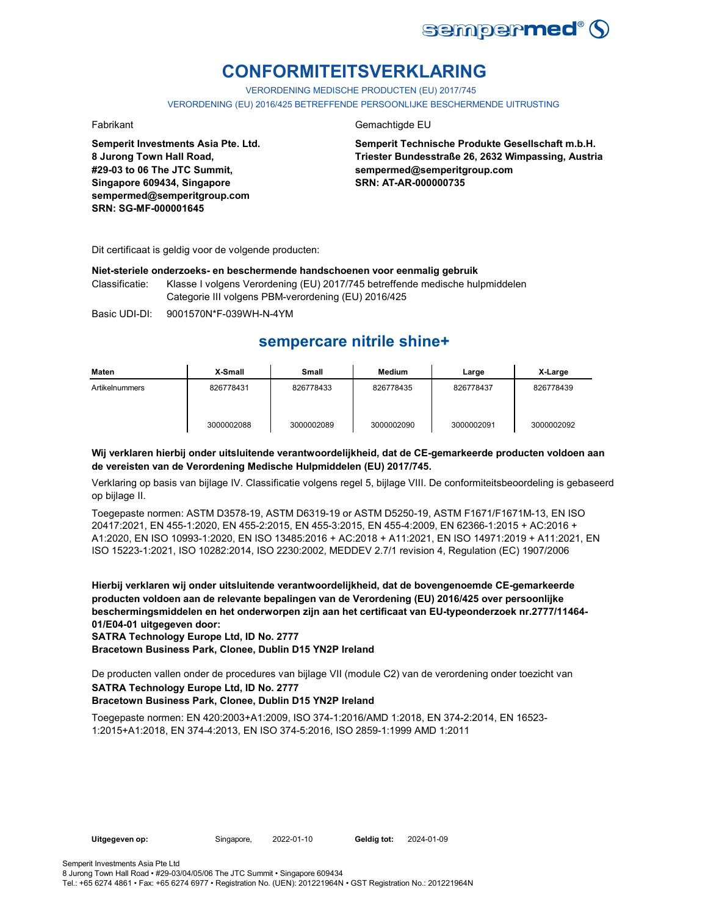# CONFORMITEITSVERKLARING

VERORDENING MEDISCHE PRODUCTEN (EU) 2017/745

VERORDENING (EU) 2016/425 BETREFFENDE PERSOONLIJKE BESCHERMENDE UITRUSTING

Fabrikant

**Semperit Investments Asia Pte. Ltd.**
**8 Jurong Town Hall Road,**
**#29-03 to 06 The JTC Summit,**
**Singapore 609434, Singapore**
**sempermed@semperitgroup.com**
**SRN: SG-MF-000001645**

Gemachtigde EU

**Semperit Technische Produkte Gesellschaft m.b.H.**
**Triester Bundesstraße 26, 2632 Wimpassing, Austria**
**sempermed@semperitgroup.com**
**SRN: AT-AR-000000735**

Dit certificaat is geldig voor de volgende producten:

**Niet-steriele onderzoeks- en beschermende handschoenen voor eenmalig gebruik**

Classificatie: Klasse I volgens Verordening (EU) 2017/745 betreffende medische hulpmiddelen
Categorie III volgens PBM-verordening (EU) 2016/425

Basic UDI-DI: 9001570N*F-039WH-N-4YM

## sempercare nitrile shine+

| Maten | X-Small | Small | Medium | Large | X-Large |
|---|---|---|---|---|---|
| Artikelnummers | 826778431<br><br>3000002088 | 826778433<br><br>3000002089 | 826778435<br><br>3000002090 | 826778437<br><br>3000002091 | 826778439<br><br>3000002092 |

**Wij verklaren hierbij onder uitsluitende verantwoordelijkheid, dat de CE-gemarkeerde producten voldoen aan de vereisten van de Verordening Medische Hulpmiddelen (EU) 2017/745.**

Verklaring op basis van bijlage IV. Classificatie volgens regel 5, bijlage VIII. De conformiteitsbeoordeling is gebaseerd op bijlage II.

Toegepaste normen: ASTM D3578-19, ASTM D6319-19 or ASTM D5250-19, ASTM F1671/F1671M-13, EN ISO 20417:2021, EN 455-1:2020, EN 455-2:2015, EN 455-3:2015, EN 455-4:2009, EN 62366-1:2015 + AC:2016 + A1:2020, EN ISO 10993-1:2020, EN ISO 13485:2016 + AC:2018 + A11:2021, EN ISO 14971:2019 + A11:2021, EN ISO 15223-1:2021, ISO 10282:2014, ISO 2230:2002, MEDDEV 2.7/1 revision 4, Regulation (EC) 1907/2006

**Hierbij verklaren wij onder uitsluitende verantwoordelijkheid, dat de bovengenoemde CE-gemarkeerde producten voldoen aan de relevante bepalingen van de Verordening (EU) 2016/425 over persoonlijke beschermingsmiddelen en het onderworpen zijn aan het certificaat van EU-typeonderzoek nr.2777/11464-01/E04-01 uitgegeven door:**
**SATRA Technology Europe Ltd, ID No. 2777**
**Bracetown Business Park, Clonee, Dublin D15 YN2P Ireland**

De producten vallen onder de procedures van bijlage VII (module C2) van de verordening onder toezicht van
**SATRA Technology Europe Ltd, ID No. 2777**
**Bracetown Business Park, Clonee, Dublin D15 YN2P Ireland**

Toegepaste normen: EN 420:2003+A1:2009, ISO 374-1:2016/AMD 1:2018, EN 374-2:2014, EN 16523-1:2015+A1:2018, EN 374-4:2013, EN ISO 374-5:2016, ISO 2859-1:1999 AMD 1:2011

**Uitgegeven op:** Singapore, 2022-01-10 **Geldig tot:** 2024-01-09

Semperit Investments Asia Pte Ltd
8 Jurong Town Hall Road • #29-03/04/05/06 The JTC Summit • Singapore 609434
Tel.: +65 6274 4861 • Fax: +65 6274 6977 • Registration No. (UEN): 201221964N • GST Registration No.: 201221964N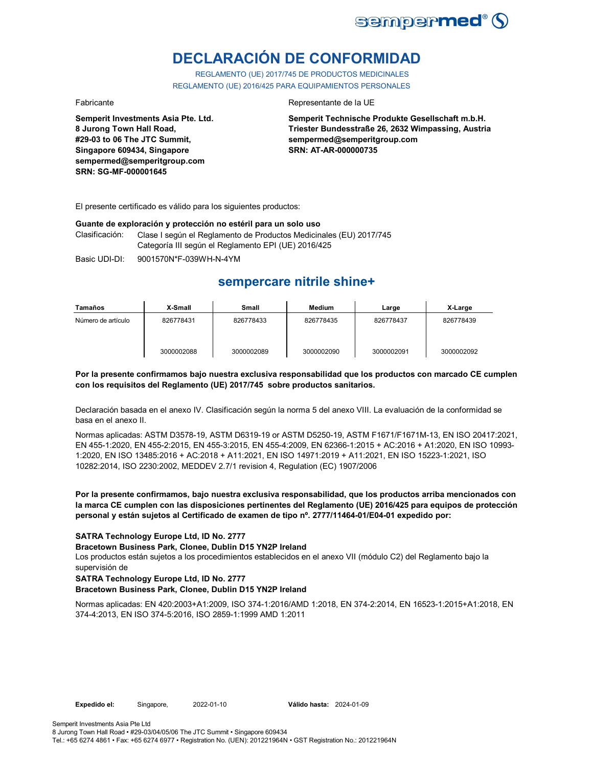# DECLARACIÓN DE CONFORMIDAD

REGLAMENTO (UE) 2017/745 DE PRODUCTOS MEDICINALES
REGLAMENTO (UE) 2016/425 PARA EQUIPAMIENTOS PERSONALES

Fabricante

**Semperit Investments Asia Pte. Ltd.**
**8 Jurong Town Hall Road,**
**#29-03 to 06 The JTC Summit,**
**Singapore 609434, Singapore**
**sempermed@semperitgroup.com**
**SRN: SG-MF-000001645**

Representante de la UE

**Semperit Technische Produkte Gesellschaft m.b.H.**
**Triester Bundesstraße 26, 2632 Wimpassing, Austria**
**sempermed@semperitgroup.com**
**SRN: AT-AR-000000735**

El presente certificado es válido para los siguientes productos:

**Guante de exploración y protección no estéril para un solo uso**

Clasificación: Clase I según el Reglamento de Productos Medicinales (EU) 2017/745
Categoría III según el Reglamento EPI (UE) 2016/425

Basic UDI-DI: 9001570N*F-039WH-N-4YM

## sempercare nitrile shine+

| Tamaños | X-Small | Small | Medium | Large | X-Large |
|---|---|---|---|---|---|
| Número de artículo | 826778431 | 826778433 | 826778435 | 826778437 | 826778439 |
| | 3000002088 | 3000002089 | 3000002090 | 3000002091 | 3000002092 |

**Por la presente confirmamos bajo nuestra exclusiva responsabilidad que los productos con marcado CE cumplen con los requisitos del Reglamento (UE) 2017/745 sobre productos sanitarios.**

Declaración basada en el anexo IV. Clasificación según la norma 5 del anexo VIII. La evaluación de la conformidad se basa en el anexo II.

Normas aplicadas: ASTM D3578-19, ASTM D6319-19 or ASTM D5250-19, ASTM F1671/F1671M-13, EN ISO 20417:2021, EN 455-1:2020, EN 455-2:2015, EN 455-3:2015, EN 455-4:2009, EN 62366-1:2015 + AC:2016 + A1:2020, EN ISO 10993-1:2020, EN ISO 13485:2016 + AC:2018 + A11:2021, EN ISO 14971:2019 + A11:2021, EN ISO 15223-1:2021, ISO 10282:2014, ISO 2230:2002, MEDDEV 2.7/1 revision 4, Regulation (EC) 1907/2006

**Por la presente confirmamos, bajo nuestra exclusiva responsabilidad, que los productos arriba mencionados con la marca CE cumplen con las disposiciones pertinentes del Reglamento (UE) 2016/425 para equipos de protección personal y están sujetos al Certificado de examen de tipo nº. 2777/11464-01/E04-01 expedido por:**

**SATRA Technology Europe Ltd, ID No. 2777**
**Bracetown Business Park, Clonee, Dublin D15 YN2P Ireland**
Los productos están sujetos a los procedimientos establecidos en el anexo VII (módulo C2) del Reglamento bajo la supervisión de
**SATRA Technology Europe Ltd, ID No. 2777**
**Bracetown Business Park, Clonee, Dublin D15 YN2P Ireland**

Normas aplicadas: EN 420:2003+A1:2009, ISO 374-1:2016/AMD 1:2018, EN 374-2:2014, EN 16523-1:2015+A1:2018, EN 374-4:2013, EN ISO 374-5:2016, ISO 2859-1:1999 AMD 1:2011

**Expedido el:** Singapore, 2022-01-10 **Válido hasta:** 2024-01-09

Semperit Investments Asia Pte Ltd
8 Jurong Town Hall Road • #29-03/04/05/06 The JTC Summit • Singapore 609434
Tel.: +65 6274 4861 • Fax: +65 6274 6977 • Registration No. (UEN): 201221964N • GST Registration No.: 201221964N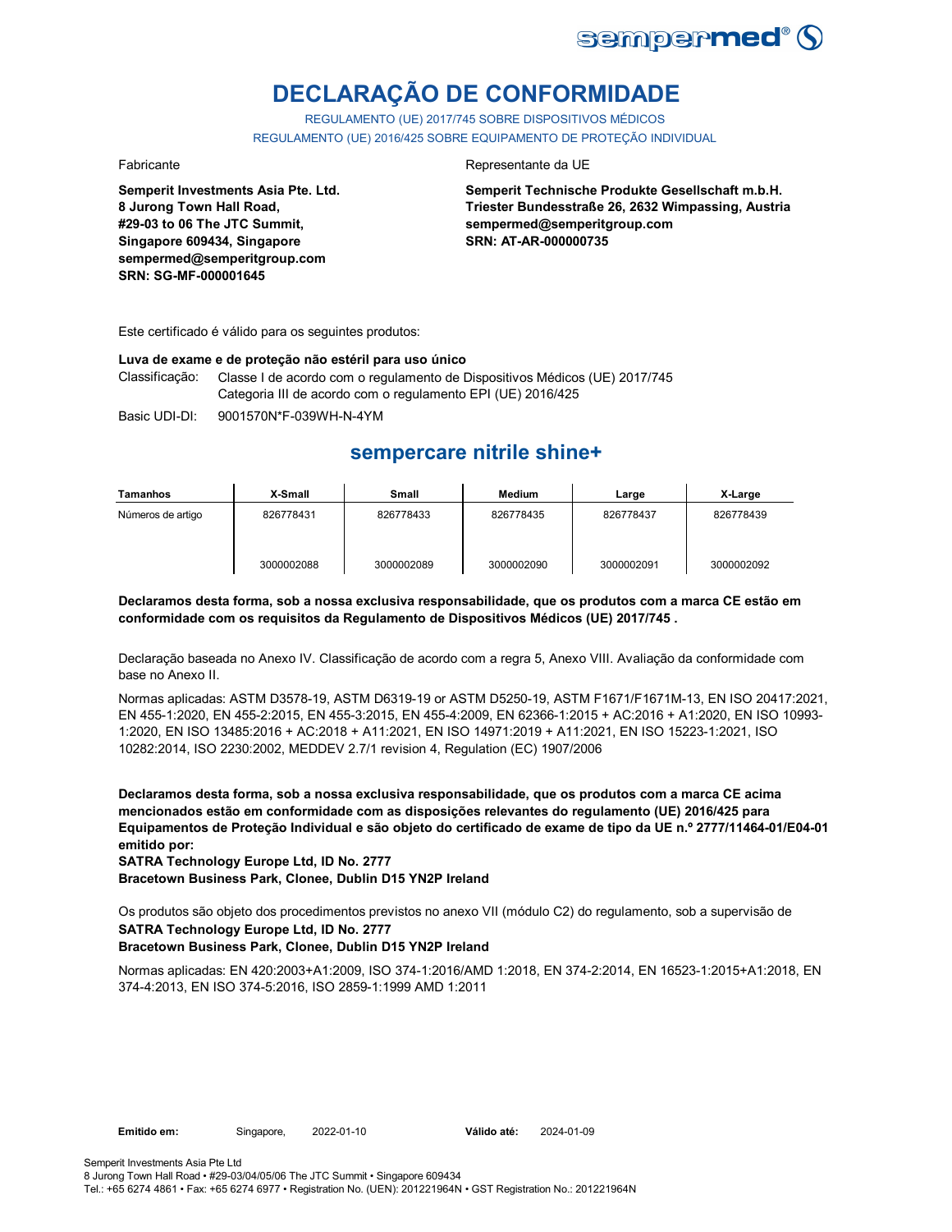# DECLARAÇÃO DE CONFORMIDADE

REGULAMENTO (UE) 2017/745 SOBRE DISPOSITIVOS MÉDICOS
REGULAMENTO (UE) 2016/425 SOBRE EQUIPAMENTO DE PROTEÇÃO INDIVIDUAL

Fabricante

**Semperit Investments Asia Pte. Ltd.**
**8 Jurong Town Hall Road,**
**#29-03 to 06 The JTC Summit,**
**Singapore 609434, Singapore**
**sempermed@semperitgroup.com**
**SRN: SG-MF-000001645**

Representante da UE

**Semperit Technische Produkte Gesellschaft m.b.H.**
**Triester Bundesstraße 26, 2632 Wimpassing, Austria**
**sempermed@semperitgroup.com**
**SRN: AT-AR-000000735**

Este certificado é válido para os seguintes produtos:

**Luva de exame e de proteção não estéril para uso único**

Classificação: Classe I de acordo com o regulamento de Dispositivos Médicos (UE) 2017/745
Categoria III de acordo com o regulamento EPI (UE) 2016/425

Basic UDI-DI: 9001570N*F-039WH-N-4YM

## sempercare nitrile shine+

| Tamanhos | X-Small | Small | Medium | Large | X-Large |
|---|---|---|---|---|---|
| Números de artigo | 826778431 | 826778433 | 826778435 | 826778437 | 826778439 |
| | 3000002088 | 3000002089 | 3000002090 | 3000002091 | 3000002092 |

**Declaramos desta forma, sob a nossa exclusiva responsabilidade, que os produtos com a marca CE estão em conformidade com os requisitos da Regulamento de Dispositivos Médicos (UE) 2017/745 .**

Declaração baseada no Anexo IV. Classificação de acordo com a regra 5, Anexo VIII. Avaliação da conformidade com base no Anexo II.

Normas aplicadas: ASTM D3578-19, ASTM D6319-19 or ASTM D5250-19, ASTM F1671/F1671M-13, EN ISO 20417:2021, EN 455-1:2020, EN 455-2:2015, EN 455-3:2015, EN 455-4:2009, EN 62366-1:2015 + AC:2016 + A1:2020, EN ISO 10993-1:2020, EN ISO 13485:2016 + AC:2018 + A11:2021, EN ISO 14971:2019 + A11:2021, EN ISO 15223-1:2021, ISO 10282:2014, ISO 2230:2002, MEDDEV 2.7/1 revision 4, Regulation (EC) 1907/2006

**Declaramos desta forma, sob a nossa exclusiva responsabilidade, que os produtos com a marca CE acima mencionados estão em conformidade com as disposições relevantes do regulamento (UE) 2016/425 para Equipamentos de Proteção Individual e são objeto do certificado de exame de tipo da UE n.º 2777/11464-01/E04-01 emitido por:**
**SATRA Technology Europe Ltd, ID No. 2777**
**Bracetown Business Park, Clonee, Dublin D15 YN2P Ireland**

Os produtos são objeto dos procedimentos previstos no anexo VII (módulo C2) do regulamento, sob a supervisão de
**SATRA Technology Europe Ltd, ID No. 2777**
**Bracetown Business Park, Clonee, Dublin D15 YN2P Ireland**

Normas aplicadas: EN 420:2003+A1:2009, ISO 374-1:2016/AMD 1:2018, EN 374-2:2014, EN 16523-1:2015+A1:2018, EN 374-4:2013, EN ISO 374-5:2016, ISO 2859-1:1999 AMD 1:2011

**Emitido em:** Singapore, 2022-01-10 **Válido até:** 2024-01-09

Semperit Investments Asia Pte Ltd
8 Jurong Town Hall Road • #29-03/04/05/06 The JTC Summit • Singapore 609434
Tel.: +65 6274 4861 • Fax: +65 6274 6977 • Registration No. (UEN): 201221964N • GST Registration No.: 201221964N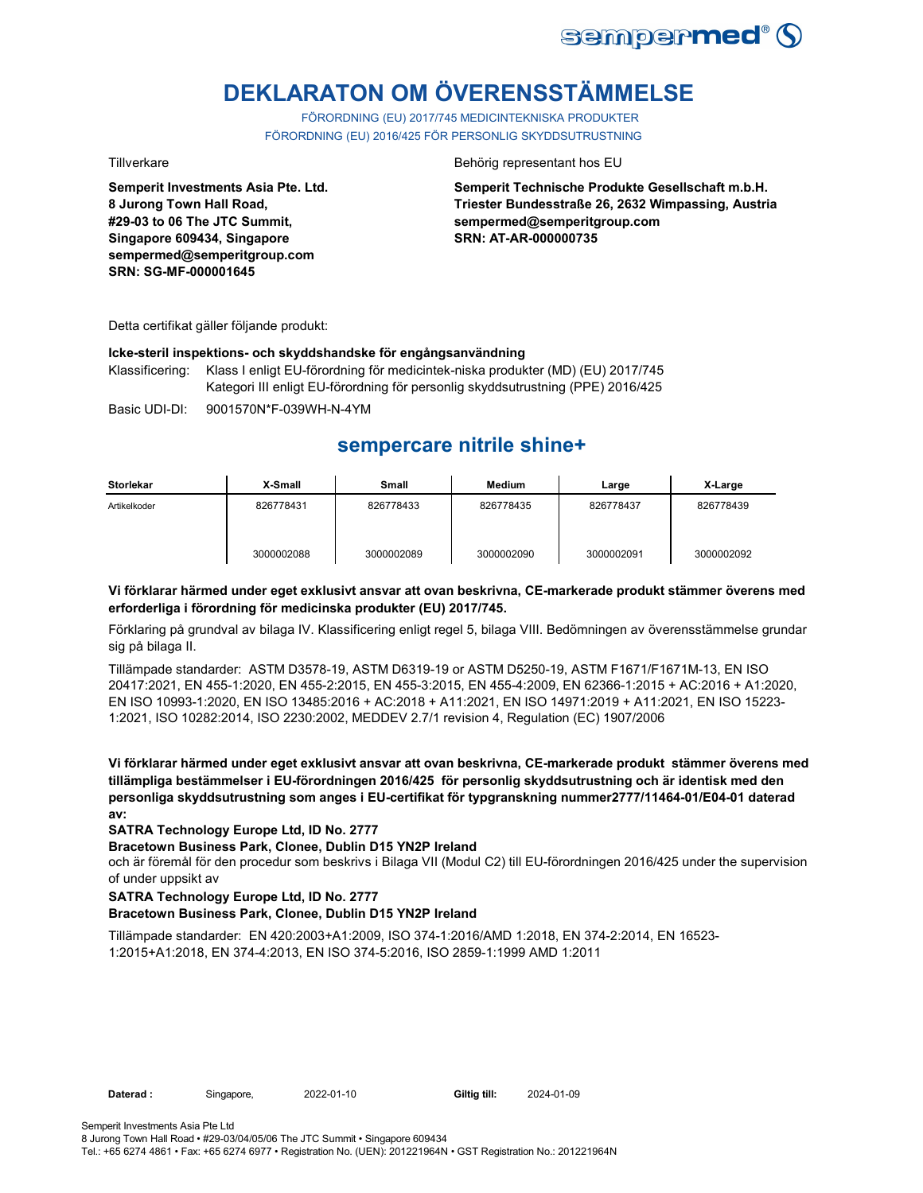# DEKLARATON OM ÖVERENSSTÄMMELSE

FÖRORDNING (EU) 2017/745 MEDICINTEKNISKA PRODUKTER
FÖRORDNING (EU) 2016/425 FÖR PERSONLIG SKYDDSUTRUSTNING

Tillverkare

**Semperit Investments Asia Pte. Ltd.**
**8 Jurong Town Hall Road,**
**#29-03 to 06 The JTC Summit,**
**Singapore 609434, Singapore**
**sempermed@semperitgroup.com**
**SRN: SG-MF-000001645**

Behörig representant hos EU

**Semperit Technische Produkte Gesellschaft m.b.H.**
**Triester Bundesstraße 26, 2632 Wimpassing, Austria**
**sempermed@semperitgroup.com**
**SRN: AT-AR-000000735**

Detta certifikat gäller följande produkt:

**Icke-steril inspektions- och skyddshandske för engångsanvändning**

Klassificering: Klass I enligt EU-förordning för medicintek-niska produkter (MD) (EU) 2017/745
Kategori III enligt EU-förordning för personlig skyddsutrustning (PPE) 2016/425

Basic UDI-DI: 9001570N*F-039WH-N-4YM

## sempercare nitrile shine+

| Storlekar | X-Small | Small | Medium | Large | X-Large |
|---|---|---|---|---|---|
| Artikelkoder | 826778431<br><br>3000002088 | 826778433<br><br>3000002089 | 826778435<br><br>3000002090 | 826778437<br><br>3000002091 | 826778439<br><br>3000002092 |

**Vi förklarar härmed under eget exklusivt ansvar att ovan beskrivna, CE-markerade produkt stämmer överens med erforderliga i förordning för medicinska produkter (EU) 2017/745.**

Förklaring på grundval av bilaga IV. Klassificering enligt regel 5, bilaga VIII. Bedömningen av överensstämmelse grundar sig på bilaga II.

Tillämpade standarder: ASTM D3578-19, ASTM D6319-19 or ASTM D5250-19, ASTM F1671/F1671M-13, EN ISO 20417:2021, EN 455-1:2020, EN 455-2:2015, EN 455-3:2015, EN 455-4:2009, EN 62366-1:2015 + AC:2016 + A1:2020, EN ISO 10993-1:2020, EN ISO 13485:2016 + AC:2018 + A11:2021, EN ISO 14971:2019 + A11:2021, EN ISO 15223-1:2021, ISO 10282:2014, ISO 2230:2002, MEDDEV 2.7/1 revision 4, Regulation (EC) 1907/2006

**Vi förklarar härmed under eget exklusivt ansvar att ovan beskrivna, CE-markerade produkt stämmer överens med tillämpliga bestämmelser i EU-förordningen 2016/425 för personlig skyddsutrustning och är identisk med den personliga skyddsutrustning som anges i EU-certifikat för typgranskning nummer2777/11464-01/E04-01 daterad av:**

**SATRA Technology Europe Ltd, ID No. 2777**
**Bracetown Business Park, Clonee, Dublin D15 YN2P Ireland**
och är föremål för den procedur som beskrivs i Bilaga VII (Modul C2) till EU-förordningen 2016/425 under the supervision of under uppsikt av

**SATRA Technology Europe Ltd, ID No. 2777**
**Bracetown Business Park, Clonee, Dublin D15 YN2P Ireland**

Tillämpade standarder: EN 420:2003+A1:2009, ISO 374-1:2016/AMD 1:2018, EN 374-2:2014, EN 16523-1:2015+A1:2018, EN 374-4:2013, EN ISO 374-5:2016, ISO 2859-1:1999 AMD 1:2011

**Daterad :** Singapore, 2022-01-10 **Giltig till:** 2024-01-09

Semperit Investments Asia Pte Ltd
8 Jurong Town Hall Road • #29-03/04/05/06 The JTC Summit • Singapore 609434
Tel.: +65 6274 4861 • Fax: +65 6274 6977 • Registration No. (UEN): 201221964N • GST Registration No.: 201221964N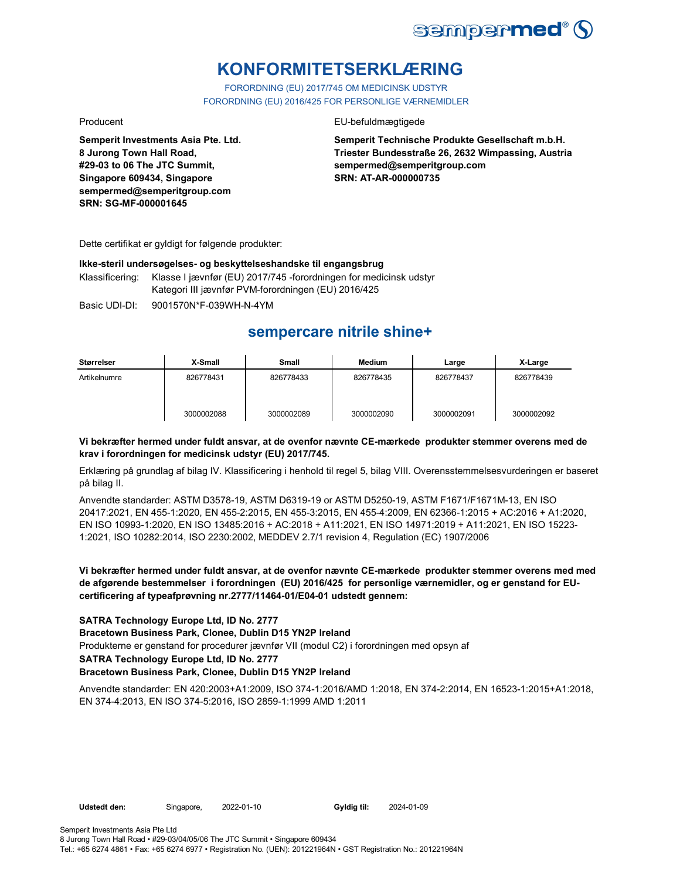# KONFORMITETSERKLÆRING

FORORDNING (EU) 2017/745 OM MEDICINSK UDSTYR
FORORDNING (EU) 2016/425 FOR PERSONLIGE VÆRNEMIDLER

Producent

**Semperit Investments Asia Pte. Ltd.**
**8 Jurong Town Hall Road,**
**#29-03 to 06 The JTC Summit,**
**Singapore 609434, Singapore**
**sempermed@semperitgroup.com**
**SRN: SG-MF-000001645**

EU-befuldmægtigede

**Semperit Technische Produkte Gesellschaft m.b.H.**
**Triester Bundesstraße 26, 2632 Wimpassing, Austria**
**sempermed@semperitgroup.com**
**SRN: AT-AR-000000735**

Dette certifikat er gyldigt for følgende produkter:

**Ikke-steril undersøgelses- og beskyttelseshandske til engangsbrug**

Klassificering: Klasse I jævnfør (EU) 2017/745 -forordningen for medicinsk udstyr
Kategori III jævnfør PVM-forordningen (EU) 2016/425

Basic UDI-DI: 9001570N*F-039WH-N-4YM

## sempercare nitrile shine+

| Størrelser | X-Small | Small | Medium | Large | X-Large |
|---|---|---|---|---|---|
| Artikelnumre | 826778431 | 826778433 | 826778435 | 826778437 | 826778439 |
| | 3000002088 | 3000002089 | 3000002090 | 3000002091 | 3000002092 |

**Vi bekræfter hermed under fuldt ansvar, at de ovenfor nævnte CE-mærkede produkter stemmer overens med de krav i forordningen for medicinsk udstyr (EU) 2017/745.**

Erklæring på grundlag af bilag IV. Klassificering i henhold til regel 5, bilag VIII. Overensstemmelsesvurderingen er baseret på bilag II.

Anvendte standarder: ASTM D3578-19, ASTM D6319-19 or ASTM D5250-19, ASTM F1671/F1671M-13, EN ISO 20417:2021, EN 455-1:2020, EN 455-2:2015, EN 455-3:2015, EN 455-4:2009, EN 62366-1:2015 + AC:2016 + A1:2020, EN ISO 10993-1:2020, EN ISO 13485:2016 + AC:2018 + A11:2021, EN ISO 14971:2019 + A11:2021, EN ISO 15223-1:2021, ISO 10282:2014, ISO 2230:2002, MEDDEV 2.7/1 revision 4, Regulation (EC) 1907/2006

**Vi bekræfter hermed under fuldt ansvar, at de ovenfor nævnte CE-mærkede produkter stemmer overens med med de afgørende bestemmelser i forordningen (EU) 2016/425 for personlige værnemidler, og er genstand for EU-certificering af typeafprøvning nr.2777/11464-01/E04-01 udstedt gennem:**

**SATRA Technology Europe Ltd, ID No. 2777**
**Bracetown Business Park, Clonee, Dublin D15 YN2P Ireland**
Produkterne er genstand for procedurer jævnfør VII (modul C2) i forordningen med opsyn af
**SATRA Technology Europe Ltd, ID No. 2777**
**Bracetown Business Park, Clonee, Dublin D15 YN2P Ireland**

Anvendte standarder: EN 420:2003+A1:2009, ISO 374-1:2016/AMD 1:2018, EN 374-2:2014, EN 16523-1:2015+A1:2018, EN 374-4:2013, EN ISO 374-5:2016, ISO 2859-1:1999 AMD 1:2011

**Udstedt den:** Singapore, 2022-01-10 **Gyldig til:** 2024-01-09

Semperit Investments Asia Pte Ltd
8 Jurong Town Hall Road • #29-03/04/05/06 The JTC Summit • Singapore 609434
Tel.: +65 6274 4861 • Fax: +65 6274 6977 • Registration No. (UEN): 201221964N • GST Registration No.: 201221964N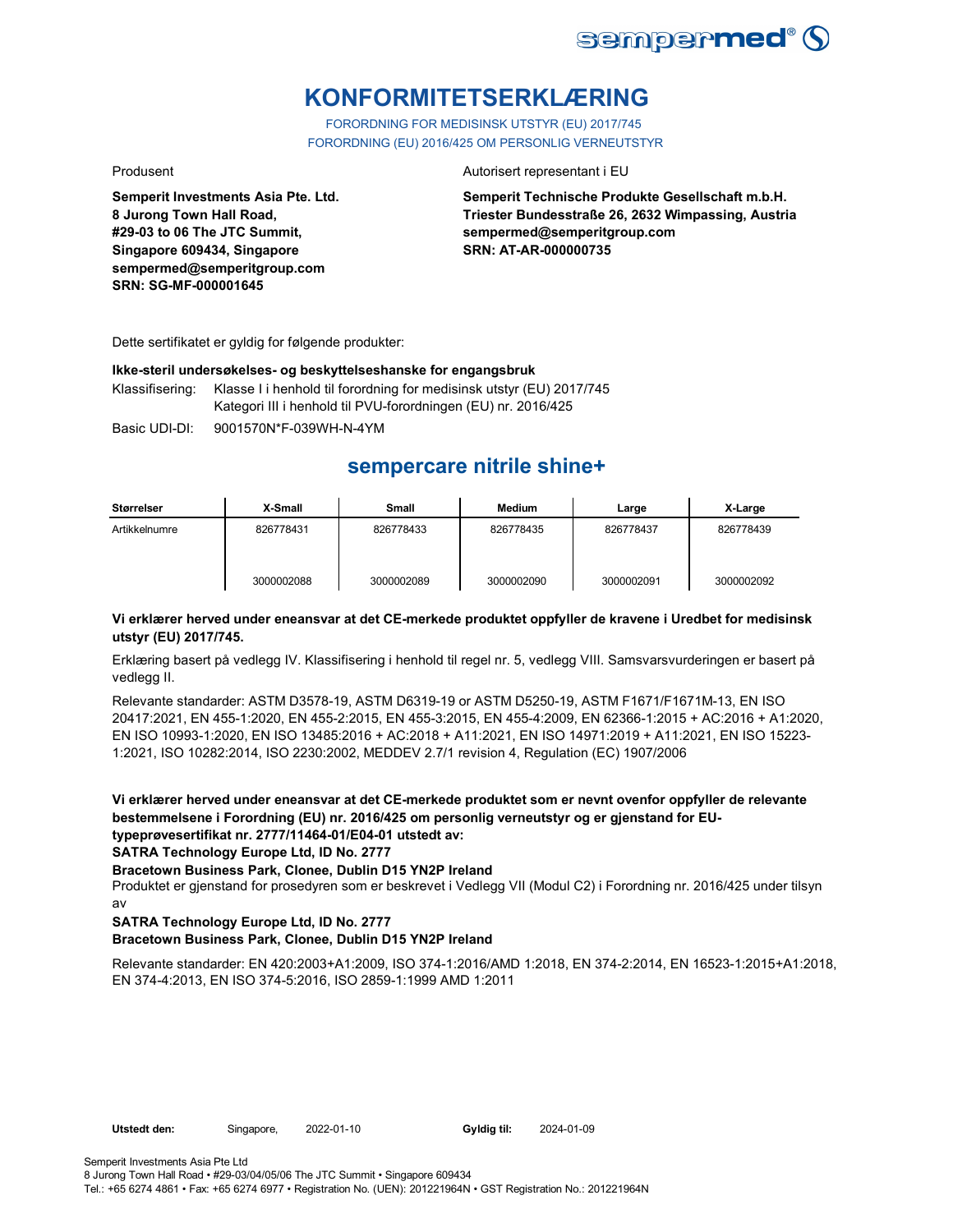# KONFORMITETSERKLÆRING

FORORDNING FOR MEDISINSK UTSTYR (EU) 2017/745
FORORDNING (EU) 2016/425 OM PERSONLIG VERNEUTSTYR

Produsent

**Semperit Investments Asia Pte. Ltd.**
**8 Jurong Town Hall Road,**
**#29-03 to 06 The JTC Summit,**
**Singapore 609434, Singapore**
**sempermed@semperitgroup.com**
**SRN: SG-MF-000001645**

Autorisert representant i EU

**Semperit Technische Produkte Gesellschaft m.b.H.**
**Triester Bundesstraße 26, 2632 Wimpassing, Austria**
**sempermed@semperitgroup.com**
**SRN: AT-AR-000000735**

Dette sertifikatet er gyldig for følgende produkter:

**Ikke-steril undersøkelses- og beskyttelseshanske for engangsbruk**

Klassifisering: Klasse I i henhold til forordning for medisinsk utstyr (EU) 2017/745
Kategori III i henhold til PVU-forordningen (EU) nr. 2016/425

Basic UDI-DI: 9001570N*F-039WH-N-4YM

## sempercare nitrile shine+

| Størrelser | X-Small | Small | Medium | Large | X-Large |
|---|---|---|---|---|---|
| Artikkelnumre | 826778431<br><br>3000002088 | 826778433<br><br>3000002089 | 826778435<br><br>3000002090 | 826778437<br><br>3000002091 | 826778439<br><br>3000002092 |

**Vi erklærer herved under eneansvar at det CE-merkede produktet oppfyller de kravene i Uredbet for medisinsk utstyr (EU) 2017/745.**

Erklæring basert på vedlegg IV. Klassifisering i henhold til regel nr. 5, vedlegg VIII. Samsvarsvurderingen er basert på vedlegg II.

Relevante standarder: ASTM D3578-19, ASTM D6319-19 or ASTM D5250-19, ASTM F1671/F1671M-13, EN ISO 20417:2021, EN 455-1:2020, EN 455-2:2015, EN 455-3:2015, EN 455-4:2009, EN 62366-1:2015 + AC:2016 + A1:2020, EN ISO 10993-1:2020, EN ISO 13485:2016 + AC:2018 + A11:2021, EN ISO 14971:2019 + A11:2021, EN ISO 15223-1:2021, ISO 10282:2014, ISO 2230:2002, MEDDEV 2.7/1 revision 4, Regulation (EC) 1907/2006

**Vi erklærer herved under eneansvar at det CE-merkede produktet som er nevnt ovenfor oppfyller de relevante bestemmelsene i Forordning (EU) nr. 2016/425 om personlig verneutstyr og er gjenstand for EU-typeprøvesertifikat nr. 2777/11464-01/E04-01 utstedt av:**
**SATRA Technology Europe Ltd, ID No. 2777**
**Bracetown Business Park, Clonee, Dublin D15 YN2P Ireland**
Produktet er gjenstand for prosedyren som er beskrevet i Vedlegg VII (Modul C2) i Forordning nr. 2016/425 under tilsyn av
**SATRA Technology Europe Ltd, ID No. 2777**
**Bracetown Business Park, Clonee, Dublin D15 YN2P Ireland**

Relevante standarder: EN 420:2003+A1:2009, ISO 374-1:2016/AMD 1:2018, EN 374-2:2014, EN 16523-1:2015+A1:2018, EN 374-4:2013, EN ISO 374-5:2016, ISO 2859-1:1999 AMD 1:2011

**Utstedt den:** Singapore, 2022-01-10 **Gyldig til:** 2024-01-09

Semperit Investments Asia Pte Ltd
8 Jurong Town Hall Road • #29-03/04/05/06 The JTC Summit • Singapore 609434
Tel.: +65 6274 4861 • Fax: +65 6274 6977 • Registration No. (UEN): 201221964N • GST Registration No.: 201221964N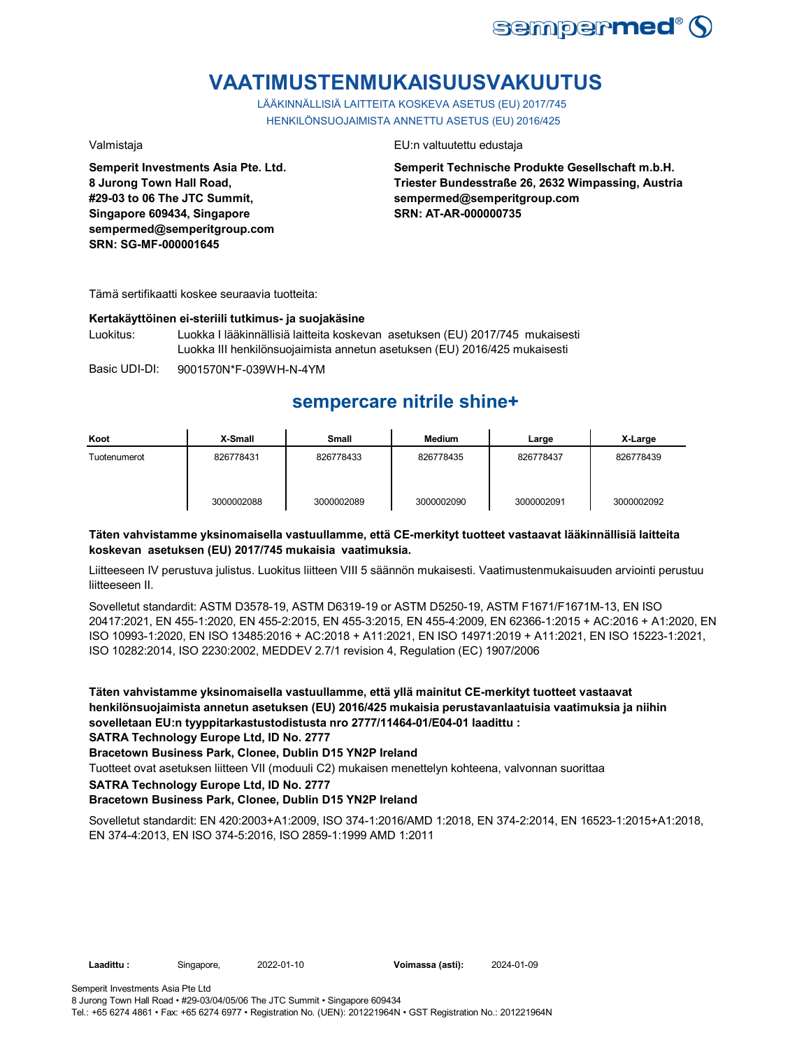# VAATIMUSTENMUKAISUUSVAKUUTUS

LÄÄKINNÄLLISIÄ LAITTEITA KOSKEVA ASETUS (EU) 2017/745
HENKILÖNSUOJAIMISTA ANNETTU ASETUS (EU) 2016/425

Valmistaja

**Semperit Investments Asia Pte. Ltd.**
**8 Jurong Town Hall Road,**
**#29-03 to 06 The JTC Summit,**
**Singapore 609434, Singapore**
**sempermed@semperitgroup.com**
**SRN: SG-MF-000001645**

EU:n valtuutettu edustaja

**Semperit Technische Produkte Gesellschaft m.b.H.**
**Triester Bundesstraße 26, 2632 Wimpassing, Austria**
**sempermed@semperitgroup.com**
**SRN: AT-AR-000000735**

Tämä sertifikaatti koskee seuraavia tuotteita:

**Kertakäyttöinen ei-steriili tutkimus- ja suojakäsine**

Luokitus: Luokka I lääkinnällisiä laitteita koskevan asetuksen (EU) 2017/745 mukaisesti
Luokka III henkilönsuojaimista annetun asetuksen (EU) 2016/425 mukaisesti

Basic UDI-DI: 9001570N*F-039WH-N-4YM

## sempercare nitrile shine+

| Koot | X-Small | Small | Medium | Large | X-Large |
|---|---|---|---|---|---|
| Tuotenumerot | 826778431<br><br>3000002088 | 826778433<br><br>3000002089 | 826778435<br><br>3000002090 | 826778437<br><br>3000002091 | 826778439<br><br>3000002092 |

**Täten vahvistamme yksinomaisella vastuullamme, että CE-merkityt tuotteet vastaavat lääkinnällisiä laitteita koskevan asetuksen (EU) 2017/745 mukaisia vaatimuksia.**

Liitteeseen IV perustuva julistus. Luokitus liitteen VIII 5 säännön mukaisesti. Vaatimustenmukaisuuden arviointi perustuu liitteeseen II.

Sovelletut standardit: ASTM D3578-19, ASTM D6319-19 or ASTM D5250-19, ASTM F1671/F1671M-13, EN ISO 20417:2021, EN 455-1:2020, EN 455-2:2015, EN 455-3:2015, EN 455-4:2009, EN 62366-1:2015 + AC:2016 + A1:2020, EN ISO 10993-1:2020, EN ISO 13485:2016 + AC:2018 + A11:2021, EN ISO 14971:2019 + A11:2021, EN ISO 15223-1:2021, ISO 10282:2014, ISO 2230:2002, MEDDEV 2.7/1 revision 4, Regulation (EC) 1907/2006

**Täten vahvistamme yksinomaisella vastuullamme, että yllä mainitut CE-merkityt tuotteet vastaavat henkilönsuojaimista annetun asetuksen (EU) 2016/425 mukaisia perustavanlaatuisia vaatimuksia ja niihin sovelletaan EU:n tyyppitarkastustodistusta nro 2777/11464-01/E04-01 laadittu :**
**SATRA Technology Europe Ltd, ID No. 2777**
**Bracetown Business Park, Clonee, Dublin D15 YN2P Ireland**

Tuotteet ovat asetuksen liitteen VII (moduuli C2) mukaisen menettelyn kohteena, valvonnan suorittaa

**SATRA Technology Europe Ltd, ID No. 2777**
**Bracetown Business Park, Clonee, Dublin D15 YN2P Ireland**

Sovelletut standardit: EN 420:2003+A1:2009, ISO 374-1:2016/AMD 1:2018, EN 374-2:2014, EN 16523-1:2015+A1:2018, EN 374-4:2013, EN ISO 374-5:2016, ISO 2859-1:1999 AMD 1:2011

**Laadittu :** Singapore, 2022-01-10 **Voimassa (asti):** 2024-01-09

Semperit Investments Asia Pte Ltd
8 Jurong Town Hall Road • #29-03/04/05/06 The JTC Summit • Singapore 609434
Tel.: +65 6274 4861 • Fax: +65 6274 6977 • Registration No. (UEN): 201221964N • GST Registration No.: 201221964N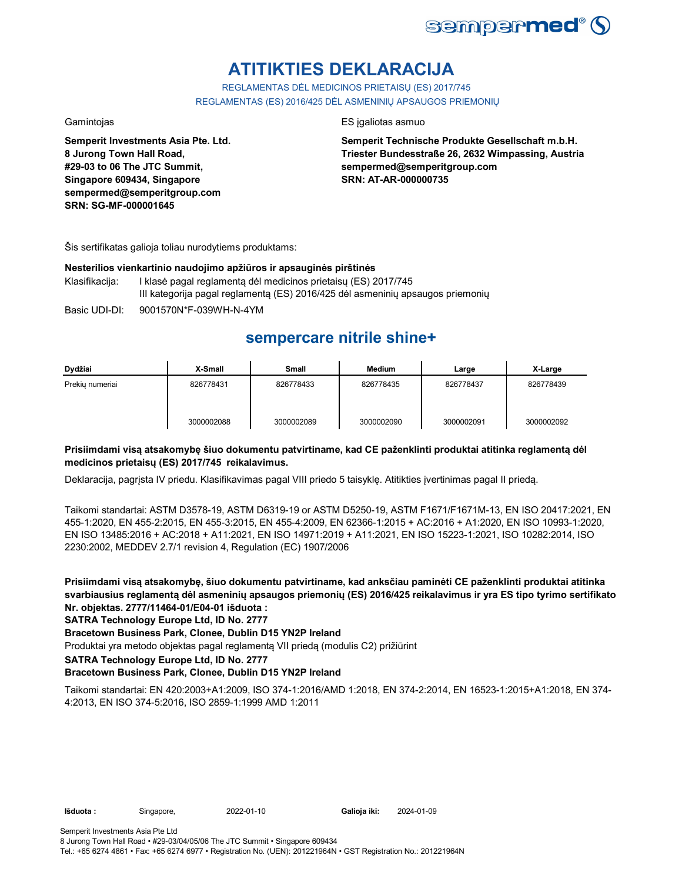# ATITIKTIES DEKLARACIJA

REGLAMENTAS DĖL MEDICINOS PRIETAISŲ (ES) 2017/745
REGLAMENTAS (ES) 2016/425 DĖL ASMENINIŲ APSAUGOS PRIEMONIŲ

Gamintojas

**Semperit Investments Asia Pte. Ltd.**
**8 Jurong Town Hall Road,**
**#29-03 to 06 The JTC Summit,**
**Singapore 609434, Singapore**
**sempermed@semperitgroup.com**
**SRN: SG-MF-000001645**

ES įgaliotas asmuo

**Semperit Technische Produkte Gesellschaft m.b.H.**
**Triester Bundesstraße 26, 2632 Wimpassing, Austria**
**sempermed@semperitgroup.com**
**SRN: AT-AR-000000735**

Šis sertifikatas galioja toliau nurodytiems produktams:

**Nesterilios vienkartinio naudojimo apžiūros ir apsauginės pirštinės**

Klasifikacija: I klasė pagal reglamentą dėl medicinos prietaisų (ES) 2017/745
III kategorija pagal reglamentą (ES) 2016/425 dėl asmeninių apsaugos priemonių

Basic UDI-DI: 9001570N*F-039WH-N-4YM

## sempercare nitrile shine+

| Dydžiai | X-Small | Small | Medium | Large | X-Large |
|---|---|---|---|---|---|
| Prekių numeriai | 826778431<br><br>3000002088 | 826778433<br><br>3000002089 | 826778435<br><br>3000002090 | 826778437<br><br>3000002091 | 826778439<br><br>3000002092 |

**Prisiimdami visą atsakomybę šiuo dokumentu patvirtiname, kad CE paženklinti produktai atitinka reglamentą dėl medicinos prietaisų (ES) 2017/745 reikalavimus.**

Deklaracija, pagrįsta IV priedu. Klasifikavimas pagal VIII priedo 5 taisyklę. Atitikties įvertinimas pagal II priedą.

Taikomi standartai: ASTM D3578-19, ASTM D6319-19 or ASTM D5250-19, ASTM F1671/F1671M-13, EN ISO 20417:2021, EN 455-1:2020, EN 455-2:2015, EN 455-3:2015, EN 455-4:2009, EN 62366-1:2015 + AC:2016 + A1:2020, EN ISO 10993-1:2020, EN ISO 13485:2016 + AC:2018 + A11:2021, EN ISO 14971:2019 + A11:2021, EN ISO 15223-1:2021, ISO 10282:2014, ISO 2230:2002, MEDDEV 2.7/1 revision 4, Regulation (EC) 1907/2006

**Prisiimdami visą atsakomybę, šiuo dokumentu patvirtiname, kad anksčiau paminėti CE paženklinti produktai atitinka svarbiausius reglamentą dėl asmeninių apsaugos priemonių (ES) 2016/425 reikalavimus ir yra ES tipo tyrimo sertifikato Nr. objektas. 2777/11464-01/E04-01 išduota :**

**SATRA Technology Europe Ltd, ID No. 2777**

**Bracetown Business Park, Clonee, Dublin D15 YN2P Ireland**

Produktai yra metodo objektas pagal reglamentą VII priedą (modulis C2) prižiūrint

**SATRA Technology Europe Ltd, ID No. 2777**

**Bracetown Business Park, Clonee, Dublin D15 YN2P Ireland**

Taikomi standartai: EN 420:2003+A1:2009, ISO 374-1:2016/AMD 1:2018, EN 374-2:2014, EN 16523-1:2015+A1:2018, EN 374-4:2013, EN ISO 374-5:2016, ISO 2859-1:1999 AMD 1:2011

**Išduota :** Singapore, 2022-01-10 **Galioja iki:** 2024-01-09

Semperit Investments Asia Pte Ltd
8 Jurong Town Hall Road • #29-03/04/05/06 The JTC Summit • Singapore 609434
Tel.: +65 6274 4861 • Fax: +65 6274 6977 • Registration No. (UEN): 201221964N • GST Registration No.: 201221964N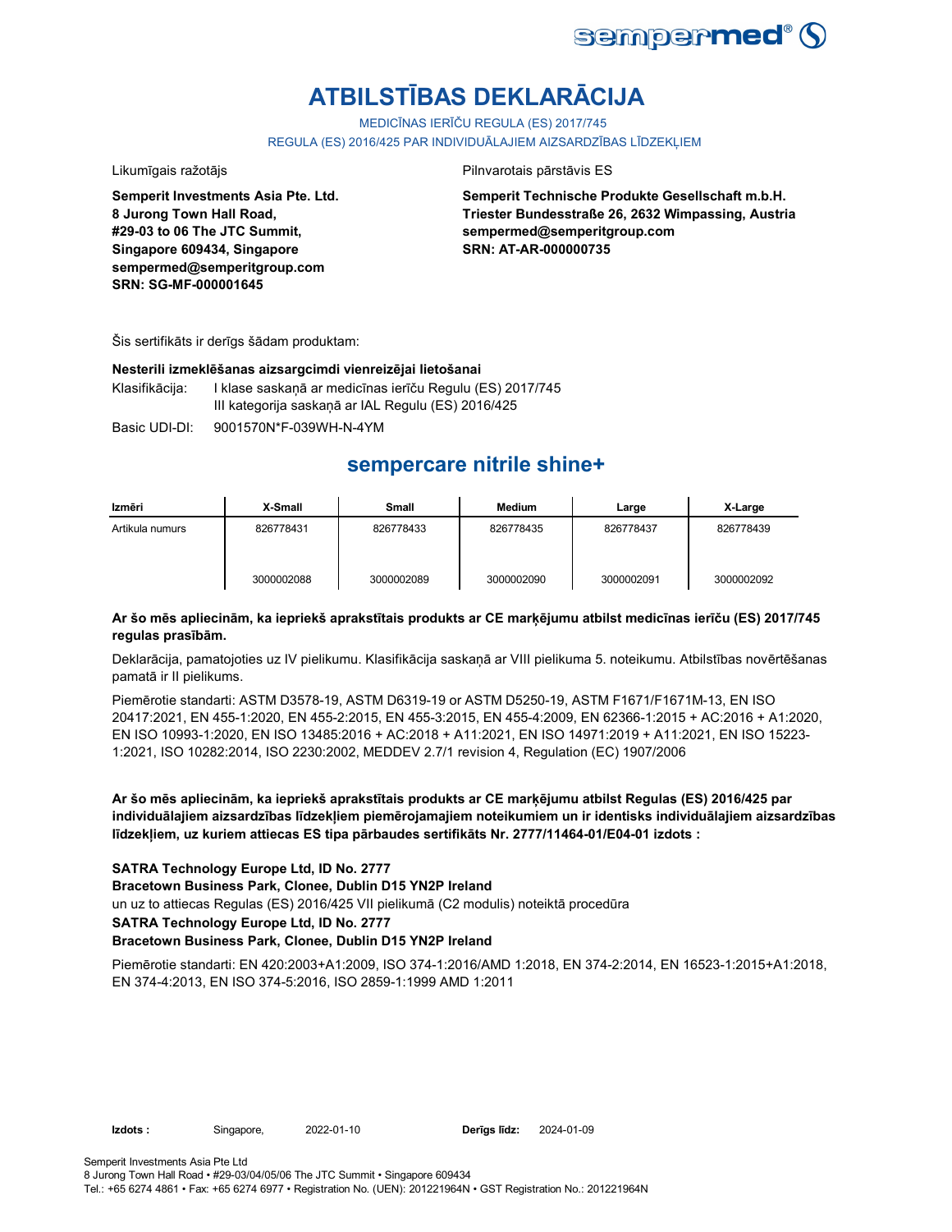# ATBILSTĪBAS DEKLARĀCIJA

MEDICĪNAS IERĪČU REGULA (ES) 2017/745
REGULA (ES) 2016/425 PAR INDIVIDUĀLAJIEM AIZSARDZĪBAS LĪDZEKĻIEM

Likumīgais ražotājs

**Semperit Investments Asia Pte. Ltd.**
**8 Jurong Town Hall Road,**
**#29-03 to 06 The JTC Summit,**
**Singapore 609434, Singapore**
**sempermed@semperitgroup.com**
**SRN: SG-MF-000001645**

Pilnvarotais pārstāvis ES

**Semperit Technische Produkte Gesellschaft m.b.H.**
**Triester Bundesstraße 26, 2632 Wimpassing, Austria**
**sempermed@semperitgroup.com**
**SRN: AT-AR-000000735**

Šis sertifikāts ir derīgs šādam produktam:

**Nesterili izmeklēšanas aizsargcimdi vienreizējai lietošanai**

Klasifikācija: I klase saskaņā ar medicīnas ierīču Regulu (ES) 2017/745
III kategorija saskaņā ar IAL Regulu (ES) 2016/425

Basic UDI-DI: 9001570N*F-039WH-N-4YM

## sempercare nitrile shine+

| Izmēri | X-Small | Small | Medium | Large | X-Large |
|---|---|---|---|---|---|
| Artikula numurs | 826778431 | 826778433 | 826778435 | 826778437 | 826778439 |
| | 3000002088 | 3000002089 | 3000002090 | 3000002091 | 3000002092 |

**Ar šo mēs apliecinām, ka iepriekš aprakstītais produkts ar CE marķējumu atbilst medicīnas ierīču (ES) 2017/745 regulas prasībām.**

Deklarācija, pamatojoties uz IV pielikumu. Klasifikācija saskaņā ar VIII pielikuma 5. noteikumu. Atbilstības novērtēšanas pamatā ir II pielikums.

Piemērotie standarti: ASTM D3578-19, ASTM D6319-19 or ASTM D5250-19, ASTM F1671/F1671M-13, EN ISO 20417:2021, EN 455-1:2020, EN 455-2:2015, EN 455-3:2015, EN 455-4:2009, EN 62366-1:2015 + AC:2016 + A1:2020, EN ISO 10993-1:2020, EN ISO 13485:2016 + AC:2018 + A11:2021, EN ISO 14971:2019 + A11:2021, EN ISO 15223-1:2021, ISO 10282:2014, ISO 2230:2002, MEDDEV 2.7/1 revision 4, Regulation (EC) 1907/2006

**Ar šo mēs apliecinām, ka iepriekš aprakstītais produkts ar CE marķējumu atbilst Regulas (ES) 2016/425 par individuālajiem aizsardzības līdzekļiem piemērojamajiem noteikumiem un ir identisks individuālajiem aizsardzības līdzekļiem, uz kuriem attiecas ES tipa pārbaudes sertifikāts Nr. 2777/11464-01/E04-01 izdots :**

**SATRA Technology Europe Ltd, ID No. 2777**
**Bracetown Business Park, Clonee, Dublin D15 YN2P Ireland**
un uz to attiecas Regulas (ES) 2016/425 VII pielikumā (C2 modulis) noteiktā procedūra
**SATRA Technology Europe Ltd, ID No. 2777**
**Bracetown Business Park, Clonee, Dublin D15 YN2P Ireland**

Piemērotie standarti: EN 420:2003+A1:2009, ISO 374-1:2016/AMD 1:2018, EN 374-2:2014, EN 16523-1:2015+A1:2018, EN 374-4:2013, EN ISO 374-5:2016, ISO 2859-1:1999 AMD 1:2011

**Izdots :** Singapore, 2022-01-10 **Derīgs līdz:** 2024-01-09

Semperit Investments Asia Pte Ltd
8 Jurong Town Hall Road • #29-03/04/05/06 The JTC Summit • Singapore 609434
Tel.: +65 6274 4861 • Fax: +65 6274 6977 • Registration No. (UEN): 201221964N • GST Registration No.: 201221964N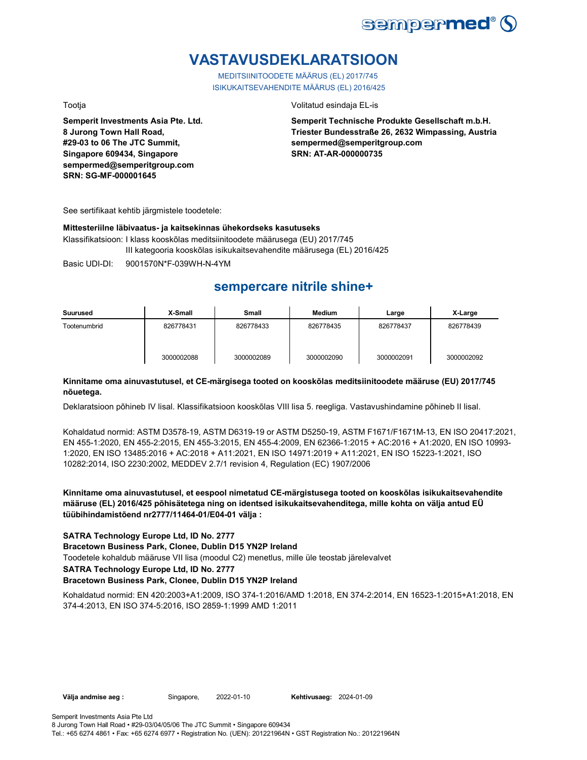# VASTAVUSDEKLARATSIOON

MEDITSIINITOODETE MÄÄRUS (EL) 2017/745
ISIKUKAITSEVAHENDITE MÄÄRUS (EL) 2016/425

Tootja

**Semperit Investments Asia Pte. Ltd.**
**8 Jurong Town Hall Road,**
**#29-03 to 06 The JTC Summit,**
**Singapore 609434, Singapore**
**sempermed@semperitgroup.com**
**SRN: SG-MF-000001645**

Volitatud esindaja EL-is

**Semperit Technische Produkte Gesellschaft m.b.H.**
**Triester Bundesstraße 26, 2632 Wimpassing, Austria**
**sempermed@semperitgroup.com**
**SRN: AT-AR-000000735**

See sertifikaat kehtib järgmistele toodetele:

**Mittesteriilne läbivaatus- ja kaitsekinnas ühekordseks kasutuseks**

Klassifikatsioon: I klass kooskõlas meditsiinitoodete määrusega (EU) 2017/745
III kategooria kooskõlas isikukaitsevahendite määrusega (EL) 2016/425

Basic UDI-DI: 9001570N*F-039WH-N-4YM

## sempercare nitrile shine+

| Suurused | X-Small | Small | Medium | Large | X-Large |
|---|---|---|---|---|---|
| Tootenumbrid | 826778431 | 826778433 | 826778435 | 826778437 | 826778439 |
| | 3000002088 | 3000002089 | 3000002090 | 3000002091 | 3000002092 |

**Kinnitame oma ainuvastutusel, et CE-märgisega tooted on kooskõlas meditsiinitoodete määruse (EU) 2017/745 nõuetega.**

Deklaratsioon põhineb IV lisal. Klassifikatsioon kooskõlas VIII lisa 5. reegliga. Vastavushindamine põhineb II lisal.

Kohaldatud normid: ASTM D3578-19, ASTM D6319-19 or ASTM D5250-19, ASTM F1671/F1671M-13, EN ISO 20417:2021, EN 455-1:2020, EN 455-2:2015, EN 455-3:2015, EN 455-4:2009, EN 62366-1:2015 + AC:2016 + A1:2020, EN ISO 10993-1:2020, EN ISO 13485:2016 + AC:2018 + A11:2021, EN ISO 14971:2019 + A11:2021, EN ISO 15223-1:2021, ISO 10282:2014, ISO 2230:2002, MEDDEV 2.7/1 revision 4, Regulation (EC) 1907/2006

**Kinnitame oma ainuvastutusel, et eespool nimetatud CE-märgistusega tooted on kooskõlas isikukaitsevahendite määruse (EL) 2016/425 põhisätetega ning on identsed isikukaitsevahenditega, mille kohta on välja antud EÜ tüübihindamistõend nr2777/11464-01/E04-01 välja :**

**SATRA Technology Europe Ltd, ID No. 2777**
**Bracetown Business Park, Clonee, Dublin D15 YN2P Ireland**
Toodetele kohaldub määruse VII lisa (moodul C2) menetlus, mille üle teostab järelevalvet
**SATRA Technology Europe Ltd, ID No. 2777**
**Bracetown Business Park, Clonee, Dublin D15 YN2P Ireland**

Kohaldatud normid: EN 420:2003+A1:2009, ISO 374-1:2016/AMD 1:2018, EN 374-2:2014, EN 16523-1:2015+A1:2018, EN 374-4:2013, EN ISO 374-5:2016, ISO 2859-1:1999 AMD 1:2011

**Välja andmise aeg :** Singapore, 2022-01-10 **Kehtivusaeg:** 2024-01-09

Semperit Investments Asia Pte Ltd
8 Jurong Town Hall Road • #29-03/04/05/06 The JTC Summit • Singapore 609434
Tel.: +65 6274 4861 • Fax: +65 6274 6977 • Registration No. (UEN): 201221964N • GST Registration No.: 201221964N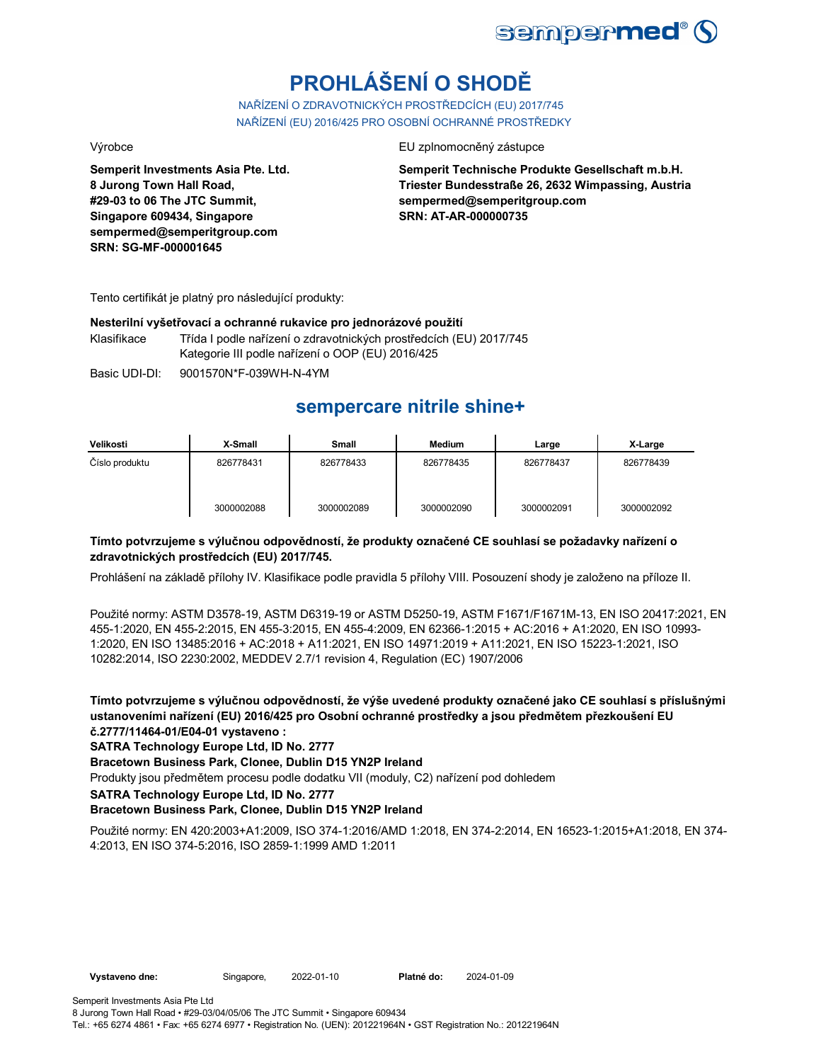# PROHLÁŠENÍ O SHODĚ

NAŘÍZENÍ O ZDRAVOTNICKÝCH PROSTŘEDCÍCH (EU) 2017/745
NAŘÍZENÍ (EU) 2016/425 PRO OSOBNÍ OCHRANNÉ PROSTŘEDKY

Výrobce

**Semperit Investments Asia Pte. Ltd.**
**8 Jurong Town Hall Road,**
**#29-03 to 06 The JTC Summit,**
**Singapore 609434, Singapore**
**sempermed@semperitgroup.com**
**SRN: SG-MF-000001645**

EU zplnomocněný zástupce

**Semperit Technische Produkte Gesellschaft m.b.H.**
**Triester Bundesstraße 26, 2632 Wimpassing, Austria**
**sempermed@semperitgroup.com**
**SRN: AT-AR-000000735**

Tento certifikát je platný pro následující produkty:

**Nesterilní vyšetřovací a ochranné rukavice pro jednorázové použití**

Klasifikace: Třída I podle nařízení o zdravotnických prostředcích (EU) 2017/745
Kategorie III podle nařízení o OOP (EU) 2016/425

Basic UDI-DI: 9001570N*F-039WH-N-4YM

## sempercare nitrile shine+

| Velikosti | X-Small | Small | Medium | Large | X-Large |
|---|---|---|---|---|---|
| Číslo produktu | 826778431 | 826778433 | 826778435 | 826778437 | 826778439 |
| | 3000002088 | 3000002089 | 3000002090 | 3000002091 | 3000002092 |

**Tímto potvrzujeme s výlučnou odpovědností, že produkty označené CE souhlasí se požadavky nařízení o zdravotnických prostředcích (EU) 2017/745.**

Prohlášení na základě přílohy IV. Klasifikace podle pravidla 5 přílohy VIII. Posouzení shody je založeno na příloze II.

Použité normy: ASTM D3578-19, ASTM D6319-19 or ASTM D5250-19, ASTM F1671/F1671M-13, EN ISO 20417:2021, EN 455-1:2020, EN 455-2:2015, EN 455-3:2015, EN 455-4:2009, EN 62366-1:2015 + AC:2016 + A1:2020, EN ISO 10993-1:2020, EN ISO 13485:2016 + AC:2018 + A11:2021, EN ISO 14971:2019 + A11:2021, EN ISO 15223-1:2021, ISO 10282:2014, ISO 2230:2002, MEDDEV 2.7/1 revision 4, Regulation (EC) 1907/2006

**Tímto potvrzujeme s výlučnou odpovědností, že výše uvedené produkty označené jako CE souhlasí s příslušnými ustanoveními nařízení (EU) 2016/425 pro Osobní ochranné prostředky a jsou předmětem přezkoušení EU č.2777/11464-01/E04-01 vystaveno :**

**SATRA Technology Europe Ltd, ID No. 2777**

**Bracetown Business Park, Clonee, Dublin D15 YN2P Ireland**

Produkty jsou předmětem procesu podle dodatku VII (moduly, C2) nařízení pod dohledem

**SATRA Technology Europe Ltd, ID No. 2777**

**Bracetown Business Park, Clonee, Dublin D15 YN2P Ireland**

Použité normy: EN 420:2003+A1:2009, ISO 374-1:2016/AMD 1:2018, EN 374-2:2014, EN 16523-1:2015+A1:2018, EN 374-4:2013, EN ISO 374-5:2016, ISO 2859-1:1999 AMD 1:2011

**Vystaveno dne:** Singapore, 2022-01-10 **Platné do:** 2024-01-09

Semperit Investments Asia Pte Ltd
8 Jurong Town Hall Road • #29-03/04/05/06 The JTC Summit • Singapore 609434
Tel.: +65 6274 4861 • Fax: +65 6274 6977 • Registration No. (UEN): 201221964N • GST Registration No.: 201221964N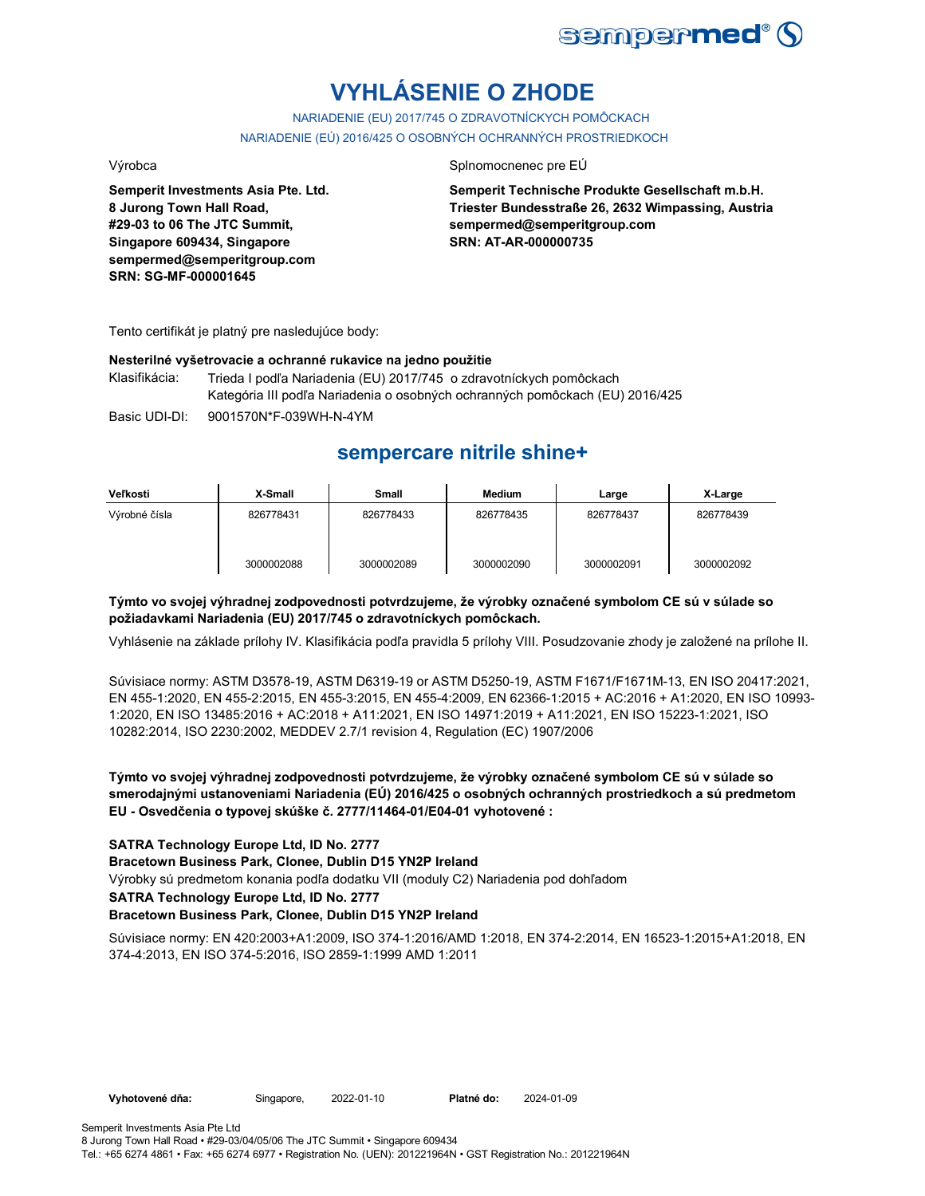# VYHLÁSENIE O ZHODE

NARIADENIE (EU) 2017/745 O ZDRAVOTNÍCKYCH POMÔCKACH

NARIADENIE (EÚ) 2016/425 O OSOBNÝCH OCHRANNÝCH PROSTRIEDKOCH

Výrobca

**Semperit Investments Asia Pte. Ltd.**
**8 Jurong Town Hall Road,**
**#29-03 to 06 The JTC Summit,**
**Singapore 609434, Singapore**
**sempermed@semperitgroup.com**
**SRN: SG-MF-000001645**

Splnomocnenec pre EÚ

**Semperit Technische Produkte Gesellschaft m.b.H.**
**Triester Bundesstraße 26, 2632 Wimpassing, Austria**
**sempermed@semperitgroup.com**
**SRN: AT-AR-000000735**

Tento certifikát je platný pre nasledujúce body:

**Nesterilné vyšetrovacie a ochranné rukavice na jedno použitie**

Klasifikácia: Trieda I podľa Nariadenia (EU) 2017/745 o zdravotníckych pomôckach
Kategória III podľa Nariadenia o osobných ochranných pomôckach (EU) 2016/425

Basic UDI-DI: 9001570N*F-039WH-N-4YM

## sempercare nitrile shine+

| Veľkosti | X-Small | Small | Medium | Large | X-Large |
|---|---|---|---|---|---|
| Výrobné čísla | 826778431 | 826778433 | 826778435 | 826778437 | 826778439 |
| | 3000002088 | 3000002089 | 3000002090 | 3000002091 | 3000002092 |

**Týmto vo svojej výhradnej zodpovednosti potvrdzujeme, že výrobky označené symbolom CE sú v súlade so požiadavkami Nariadenia (EU) 2017/745 o zdravotníckych pomôckach.**

Vyhlásenie na základe prílohy IV. Klasifikácia podľa pravidla 5 prílohy VIII. Posudzovanie zhody je založené na prílohe II.

Súvisiace normy: ASTM D3578-19, ASTM D6319-19 or ASTM D5250-19, ASTM F1671/F1671M-13, EN ISO 20417:2021, EN 455-1:2020, EN 455-2:2015, EN 455-3:2015, EN 455-4:2009, EN 62366-1:2015 + AC:2016 + A1:2020, EN ISO 10993-1:2020, EN ISO 13485:2016 + AC:2018 + A11:2021, EN ISO 14971:2019 + A11:2021, EN ISO 15223-1:2021, ISO 10282:2014, ISO 2230:2002, MEDDEV 2.7/1 revision 4, Regulation (EC) 1907/2006

**Týmto vo svojej výhradnej zodpovednosti potvrdzujeme, že výrobky označené symbolom CE sú v súlade so smerodajnými ustanoveniami Nariadenia (EÚ) 2016/425 o osobných ochranných prostriedkoch a sú predmetom EU - Osvedčenia o typovej skúške č. 2777/11464-01/E04-01 vyhotovené :**

**SATRA Technology Europe Ltd, ID No. 2777**
**Bracetown Business Park, Clonee, Dublin D15 YN2P Ireland**
Výrobky sú predmetom konania podľa dodatku VII (moduly C2) Nariadenia pod dohľadom
**SATRA Technology Europe Ltd, ID No. 2777**
**Bracetown Business Park, Clonee, Dublin D15 YN2P Ireland**

Súvisiace normy: EN 420:2003+A1:2009, ISO 374-1:2016/AMD 1:2018, EN 374-2:2014, EN 16523-1:2015+A1:2018, EN 374-4:2013, EN ISO 374-5:2016, ISO 2859-1:1999 AMD 1:2011

**Vyhotovené dňa:** Singapore, 2022-01-10 **Platné do:** 2024-01-09

Semperit Investments Asia Pte Ltd
8 Jurong Town Hall Road • #29-03/04/05/06 The JTC Summit • Singapore 609434
Tel.: +65 6274 4861 • Fax: +65 6274 6977 • Registration No. (UEN): 201221964N • GST Registration No.: 201221964N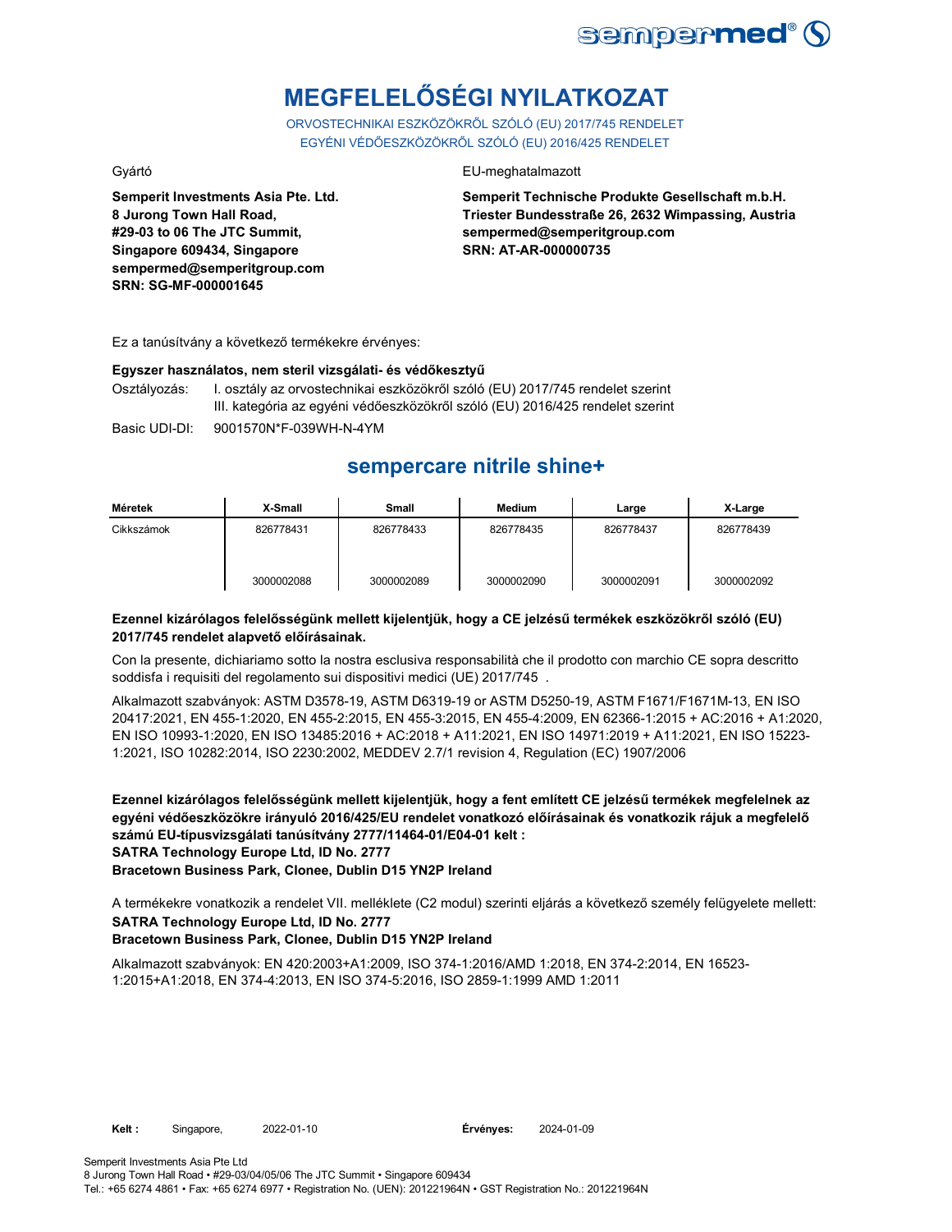sempermed®

# MEGFELELŐSÉGI NYILATKOZAT

ORVOSTECHNIKAI ESZKÖZÖKRŐL SZÓLÓ (EU) 2017/745 RENDELET
EGYÉNI VÉDŐESZKÖZÖKRŐL SZÓLÓ (EU) 2016/425 RENDELET

Gyártó

**Semperit Investments Asia Pte. Ltd.**
**8 Jurong Town Hall Road,**
**#29-03 to 06 The JTC Summit,**
**Singapore 609434, Singapore**
**sempermed@semperitgroup.com**
**SRN: SG-MF-000001645**

EU-meghatalmazott

**Semperit Technische Produkte Gesellschaft m.b.H.**
**Triester Bundesstraße 26, 2632 Wimpassing, Austria**
**sempermed@semperitgroup.com**
**SRN: AT-AR-000000735**

Ez a tanúsítvány a következő termékekre érvényes:

**Egyszer használatos, nem steril vizsgálati- és védőkesztyű**

Osztályozás: I. osztály az orvostechnikai eszközökről szóló (EU) 2017/745 rendelet szerint
III. kategória az egyéni védőeszközökről szóló (EU) 2016/425 rendelet szerint

Basic UDI-DI: 9001570N*F-039WH-N-4YM

## sempercare nitrile shine+

| Méretek | X-Small | Small | Medium | Large | X-Large |
|---|---|---|---|---|---|
| Cikkszámok | 826778431 | 826778433 | 826778435 | 826778437 | 826778439 |
| | 3000002088 | 3000002089 | 3000002090 | 3000002091 | 3000002092 |

**Ezennel kizárólagos felelősségünk mellett kijelentjük, hogy a CE jelzésű termékek eszközökről szóló (EU) 2017/745 rendelet alapvető előírásainak.**

Con la presente, dichiariamo sotto la nostra esclusiva responsabilità che il prodotto con marchio CE sopra descritto soddisfa i requisiti del regolamento sui dispositivi medici (UE) 2017/745 .

Alkalmazott szabványok: ASTM D3578-19, ASTM D6319-19 or ASTM D5250-19, ASTM F1671/F1671M-13, EN ISO 20417:2021, EN 455-1:2020, EN 455-2:2015, EN 455-3:2015, EN 455-4:2009, EN 62366-1:2015 + AC:2016 + A1:2020, EN ISO 10993-1:2020, EN ISO 13485:2016 + AC:2018 + A11:2021, EN ISO 14971:2019 + A11:2021, EN ISO 15223-1:2021, ISO 10282:2014, ISO 2230:2002, MEDDEV 2.7/1 revision 4, Regulation (EC) 1907/2006

**Ezennel kizárólagos felelősségünk mellett kijelentjük, hogy a fent említett CE jelzésű termékek megfelelnek az egyéni védőeszközökre irányuló 2016/425/EU rendelet vonatkozó előírásainak és vonatkozik rájuk a megfelelő számú EU-típusvizsgálati tanúsítvány 2777/11464-01/E04-01 kelt :**
**SATRA Technology Europe Ltd, ID No. 2777**
**Bracetown Business Park, Clonee, Dublin D15 YN2P Ireland**

A termékekre vonatkozik a rendelet VII. melléklete (C2 modul) szerinti eljárás a következő személy felügyelete mellett:
**SATRA Technology Europe Ltd, ID No. 2777**
**Bracetown Business Park, Clonee, Dublin D15 YN2P Ireland**

Alkalmazott szabványok: EN 420:2003+A1:2009, ISO 374-1:2016/AMD 1:2018, EN 374-2:2014, EN 16523-1:2015+A1:2018, EN 374-4:2013, EN ISO 374-5:2016, ISO 2859-1:1999 AMD 1:2011

**Kelt :** Singapore, 2022-01-10 **Érvényes:** 2024-01-09

Semperit Investments Asia Pte Ltd
8 Jurong Town Hall Road • #29-03/04/05/06 The JTC Summit • Singapore 609434
Tel.: +65 6274 4861 • Fax: +65 6274 6977 • Registration No. (UEN): 201221964N • GST Registration No.: 201221964N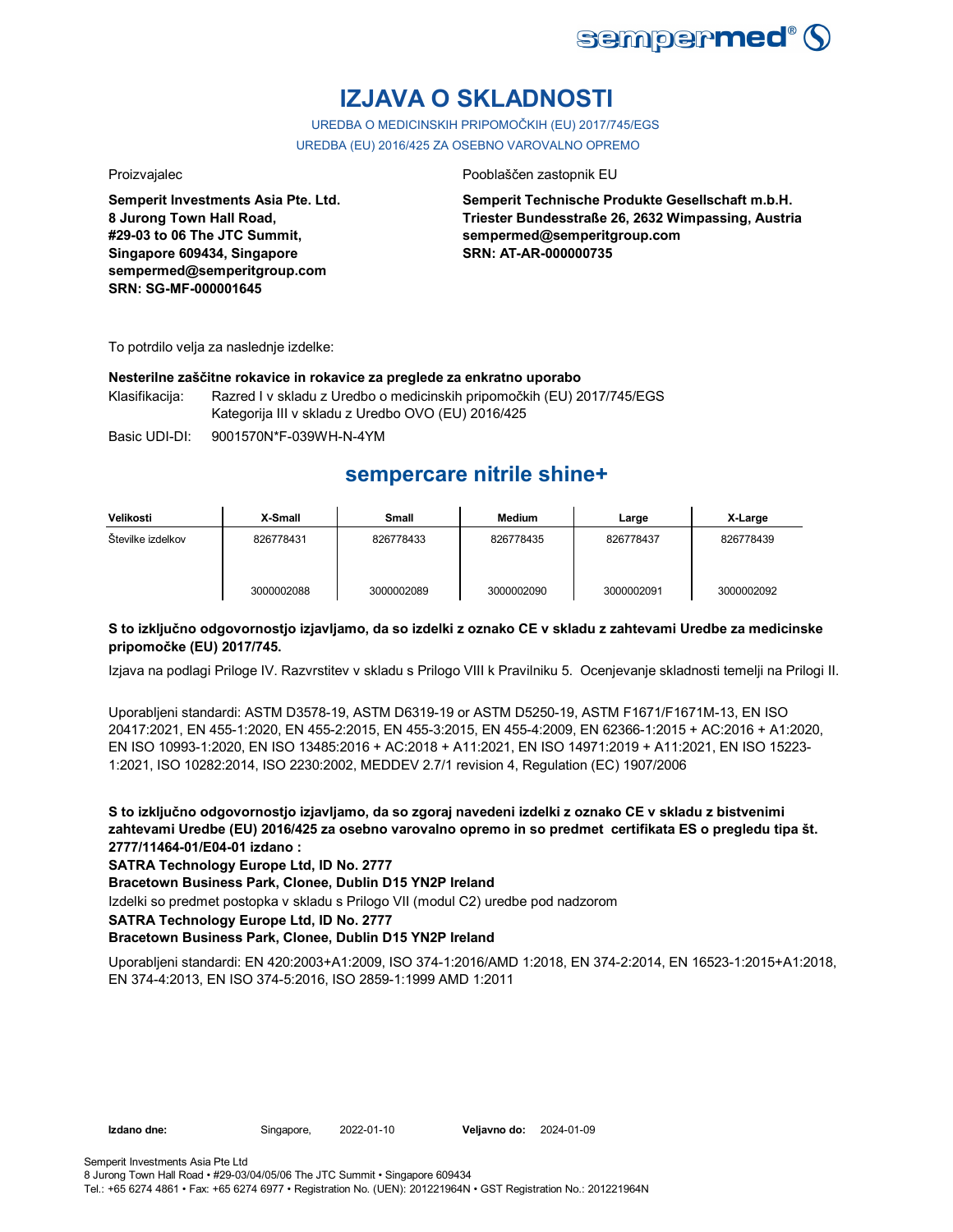# IZJAVA O SKLADNOSTI

UREDBA O MEDICINSKIH PRIPOMOČKIH (EU) 2017/745/EGS

UREDBA (EU) 2016/425 ZA OSEBNO VAROVALNO OPREMO

Proizvajalec

**Semperit Investments Asia Pte. Ltd.**
**8 Jurong Town Hall Road,**
**#29-03 to 06 The JTC Summit,**
**Singapore 609434, Singapore**
**sempermed@semperitgroup.com**
**SRN: SG-MF-000001645**

Pooblaščen zastopnik EU

**Semperit Technische Produkte Gesellschaft m.b.H.**
**Triester Bundesstraße 26, 2632 Wimpassing, Austria**
**sempermed@semperitgroup.com**
**SRN: AT-AR-000000735**

To potrdilo velja za naslednje izdelke:

**Nesterilne zaščitne rokavice in rokavice za preglede za enkratno uporabo**

Klasifikacija: Razred I v skladu z Uredbo o medicinskih pripomočkih (EU) 2017/745/EGS
Kategorija III v skladu z Uredbo OVO (EU) 2016/425

Basic UDI-DI: 9001570N*F-039WH-N-4YM

## sempercare nitrile shine+

| Velikosti | X-Small | Small | Medium | Large | X-Large |
|---|---|---|---|---|---|
| Številke izdelkov | 826778431<br><br>3000002088 | 826778433<br><br>3000002089 | 826778435<br><br>3000002090 | 826778437<br><br>3000002091 | 826778439<br><br>3000002092 |

**S to izključno odgovornostjo izjavljamo, da so izdelki z oznako CE v skladu z zahtevami Uredbe za medicinske pripomočke (EU) 2017/745.**

Izjava na podlagi Priloge IV. Razvrstitev v skladu s Prilogo VIII k Pravilniku 5. Ocenjevanje skladnosti temelji na Prilogi II.

Uporabljeni standardi: ASTM D3578-19, ASTM D6319-19 or ASTM D5250-19, ASTM F1671/F1671M-13, EN ISO 20417:2021, EN 455-1:2020, EN 455-2:2015, EN 455-3:2015, EN 455-4:2009, EN 62366-1:2015 + AC:2016 + A1:2020, EN ISO 10993-1:2020, EN ISO 13485:2016 + AC:2018 + A11:2021, EN ISO 14971:2019 + A11:2021, EN ISO 15223-1:2021, ISO 10282:2014, ISO 2230:2002, MEDDEV 2.7/1 revision 4, Regulation (EC) 1907/2006

**S to izključno odgovornostjo izjavljamo, da so zgoraj navedeni izdelki z oznako CE v skladu z bistvenimi zahtevami Uredbe (EU) 2016/425 za osebno varovalno opremo in so predmet certifikata ES o pregledu tipa št. 2777/11464-01/E04-01 izdano :**

**SATRA Technology Europe Ltd, ID No. 2777**

**Bracetown Business Park, Clonee, Dublin D15 YN2P Ireland**

Izdelki so predmet postopka v skladu s Prilogo VII (modul C2) uredbe pod nadzorom

**SATRA Technology Europe Ltd, ID No. 2777**

**Bracetown Business Park, Clonee, Dublin D15 YN2P Ireland**

Uporabljeni standardi: EN 420:2003+A1:2009, ISO 374-1:2016/AMD 1:2018, EN 374-2:2014, EN 16523-1:2015+A1:2018, EN 374-4:2013, EN ISO 374-5:2016, ISO 2859-1:1999 AMD 1:2011

**Izdano dne:** Singapore, 2022-01-10 **Veljavno do:** 2024-01-09

Semperit Investments Asia Pte Ltd
8 Jurong Town Hall Road • #29-03/04/05/06 The JTC Summit • Singapore 609434
Tel.: +65 6274 4861 • Fax: +65 6274 6977 • Registration No. (UEN): 201221964N • GST Registration No.: 201221964N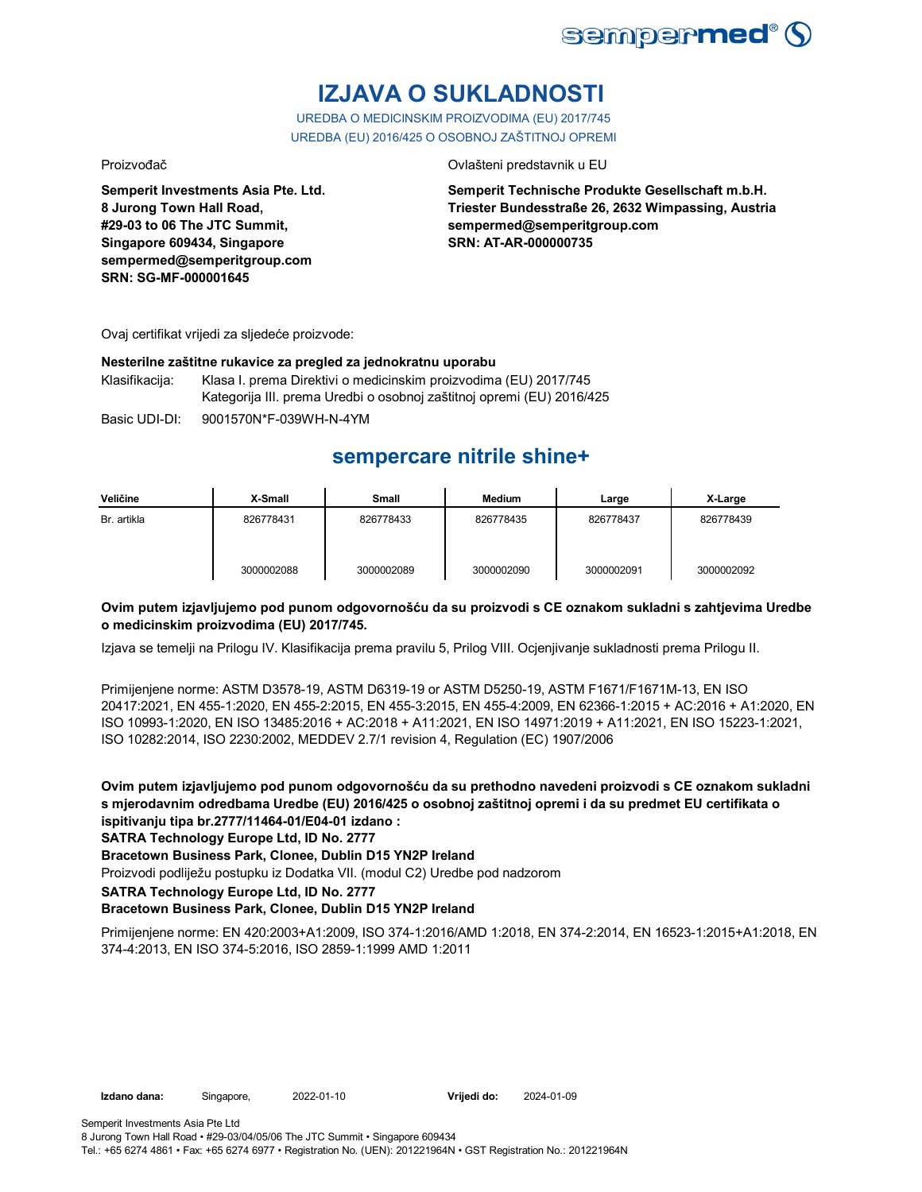# IZJAVA O SUKLADNOSTI

UREDBA O MEDICINSKIM PROIZVODIMA (EU) 2017/745
UREDBA (EU) 2016/425 O OSOBNOJ ZAŠTITNOJ OPREMI

Proizvođač

**Semperit Investments Asia Pte. Ltd.**
**8 Jurong Town Hall Road,**
**#29-03 to 06 The JTC Summit,**
**Singapore 609434, Singapore**
**sempermed@semperitgroup.com**
**SRN: SG-MF-000001645**

Ovlašteni predstavnik u EU

**Semperit Technische Produkte Gesellschaft m.b.H.**
**Triester Bundesstraße 26, 2632 Wimpassing, Austria**
**sempermed@semperitgroup.com**
**SRN: AT-AR-000000735**

Ovaj certifikat vrijedi za sljedeće proizvode:

**Nesterilne zaštitne rukavice za pregled za jednokratnu uporabu**

Klasifikacija: Klasa I. prema Direktivi o medicinskim proizvodima (EU) 2017/745
Kategorija III. prema Uredbi o osobnoj zaštitnoj opremi (EU) 2016/425

Basic UDI-DI: 9001570N*F-039WH-N-4YM

## sempercare nitrile shine+

| Veličine | X-Small | Small | Medium | Large | X-Large |
|---|---|---|---|---|---|
| Br. artikla | 826778431<br><br>3000002088 | 826778433<br><br>3000002089 | 826778435<br><br>3000002090 | 826778437<br><br>3000002091 | 826778439<br><br>3000002092 |

**Ovim putem izjavljujemo pod punom odgovornošću da su proizvodi s CE oznakom sukladni s zahtjevima Uredbe o medicinskim proizvodima (EU) 2017/745.**

Izjava se temelji na Prilogu IV. Klasifikacija prema pravilu 5, Prilog VIII. Ocjenjivanje sukladnosti prema Prilogu II.

Primijenjene norme: ASTM D3578-19, ASTM D6319-19 or ASTM D5250-19, ASTM F1671/F1671M-13, EN ISO 20417:2021, EN 455-1:2020, EN 455-2:2015, EN 455-3:2015, EN 455-4:2009, EN 62366-1:2015 + AC:2016 + A1:2020, EN ISO 10993-1:2020, EN ISO 13485:2016 + AC:2018 + A11:2021, EN ISO 14971:2019 + A11:2021, EN ISO 15223-1:2021, ISO 10282:2014, ISO 2230:2002, MEDDEV 2.7/1 revision 4, Regulation (EC) 1907/2006

**Ovim putem izjavljujemo pod punom odgovornošću da su prethodno navedeni proizvodi s CE oznakom sukladni s mjerodavnim odredbama Uredbe (EU) 2016/425 o osobnoj zaštitnoj opremi i da su predmet EU certifikata o ispitivanju tipa br.2777/11464-01/E04-01 izdano :**
**SATRA Technology Europe Ltd, ID No. 2777**
**Bracetown Business Park, Clonee, Dublin D15 YN2P Ireland**

Proizvodi podliježu postupku iz Dodatka VII. (modul C2) Uredbe pod nadzorom

**SATRA Technology Europe Ltd, ID No. 2777**
**Bracetown Business Park, Clonee, Dublin D15 YN2P Ireland**

Primijenjene norme: EN 420:2003+A1:2009, ISO 374-1:2016/AMD 1:2018, EN 374-2:2014, EN 16523-1:2015+A1:2018, EN 374-4:2013, EN ISO 374-5:2016, ISO 2859-1:1999 AMD 1:2011

**Izdano dana:** Singapore, 2022-01-10 **Vrijedi do:** 2024-01-09

Semperit Investments Asia Pte Ltd
8 Jurong Town Hall Road • #29-03/04/05/06 The JTC Summit • Singapore 609434
Tel.: +65 6274 4861 • Fax: +65 6274 6977 • Registration No. (UEN): 201221964N • GST Registration No.: 201221964N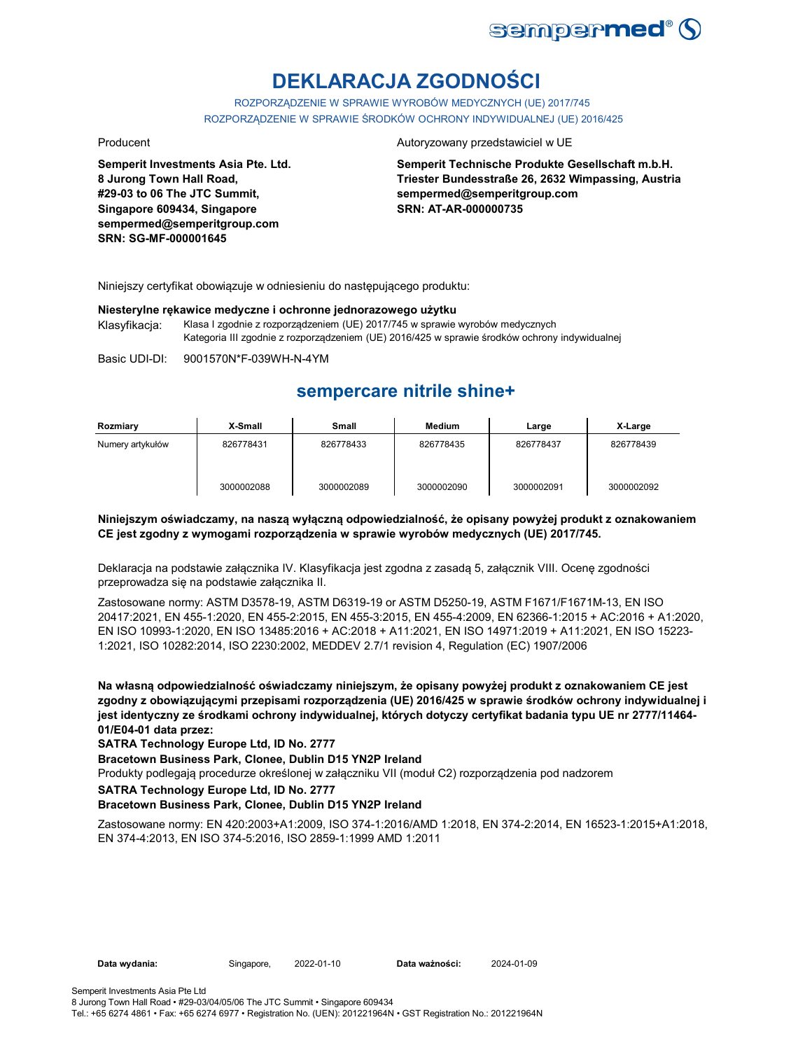# DEKLARACJA ZGODNOŚCI

ROZPORZĄDZENIE W SPRAWIE WYROBÓW MEDYCZNYCH (UE) 2017/745
ROZPORZĄDZENIE W SPRAWIE ŚRODKÓW OCHRONY INDYWIDUALNEJ (UE) 2016/425

Producent

**Semperit Investments Asia Pte. Ltd.**
**8 Jurong Town Hall Road,**
**#29-03 to 06 The JTC Summit,**
**Singapore 609434, Singapore**
**sempermed@semperitgroup.com**
**SRN: SG-MF-000001645**

Autoryzowany przedstawiciel w UE

**Semperit Technische Produkte Gesellschaft m.b.H.**
**Triester Bundesstraße 26, 2632 Wimpassing, Austria**
**sempermed@semperitgroup.com**
**SRN: AT-AR-000000735**

Niniejszy certyfikat obowiązuje w odniesieniu do następującego produktu:

**Niesterylne rękawice medyczne i ochronne jednorazowego użytku**

Klasyfikacja: Klasa I zgodnie z rozporządzeniem (UE) 2017/745 w sprawie wyrobów medycznych
Kategoria III zgodnie z rozporządzeniem (UE) 2016/425 w sprawie środków ochrony indywidualnej

Basic UDI-DI: 9001570N*F-039WH-N-4YM

## sempercare nitrile shine+

| Rozmiary | X-Small | Small | Medium | Large | X-Large |
|---|---|---|---|---|---|
| Numery artykułów | 826778431 | 826778433 | 826778435 | 826778437 | 826778439 |
| | 3000002088 | 3000002089 | 3000002090 | 3000002091 | 3000002092 |

**Niniejszym oświadczamy, na naszą wyłączną odpowiedzialność, że opisany powyżej produkt z oznakowaniem CE jest zgodny z wymogami rozporządzenia w sprawie wyrobów medycznych (UE) 2017/745.**

Deklaracja na podstawie załącznika IV. Klasyfikacja jest zgodna z zasadą 5, załącznik VIII. Ocenę zgodności przeprowadza się na podstawie załącznika II.

Zastosowane normy: ASTM D3578-19, ASTM D6319-19 or ASTM D5250-19, ASTM F1671/F1671M-13, EN ISO 20417:2021, EN 455-1:2020, EN 455-2:2015, EN 455-3:2015, EN 455-4:2009, EN 62366-1:2015 + AC:2016 + A1:2020, EN ISO 10993-1:2020, EN ISO 13485:2016 + AC:2018 + A11:2021, EN ISO 14971:2019 + A11:2021, EN ISO 15223-1:2021, ISO 10282:2014, ISO 2230:2002, MEDDEV 2.7/1 revision 4, Regulation (EC) 1907/2006

**Na własną odpowiedzialność oświadczamy niniejszym, że opisany powyżej produkt z oznakowaniem CE jest zgodny z obowiązującymi przepisami rozporządzenia (UE) 2016/425 w sprawie środków ochrony indywidualnej i jest identyczny ze środkami ochrony indywidualnej, których dotyczy certyfikat badania typu UE nr 2777/11464-01/E04-01 data przez:**

**SATRA Technology Europe Ltd, ID No. 2777**

**Bracetown Business Park, Clonee, Dublin D15 YN2P Ireland**

Produkty podlegają procedurze określonej w załączniku VII (moduł C2) rozporządzenia pod nadzorem

**SATRA Technology Europe Ltd, ID No. 2777**

**Bracetown Business Park, Clonee, Dublin D15 YN2P Ireland**

Zastosowane normy: EN 420:2003+A1:2009, ISO 374-1:2016/AMD 1:2018, EN 374-2:2014, EN 16523-1:2015+A1:2018, EN 374-4:2013, EN ISO 374-5:2016, ISO 2859-1:1999 AMD 1:2011

**Data wydania:** Singapore, 2022-01-10 **Data ważności:** 2024-01-09

Semperit Investments Asia Pte Ltd
8 Jurong Town Hall Road • #29-03/04/05/06 The JTC Summit • Singapore 609434
Tel.: +65 6274 4861 • Fax: +65 6274 6977 • Registration No. (UEN): 201221964N • GST Registration No.: 201221964N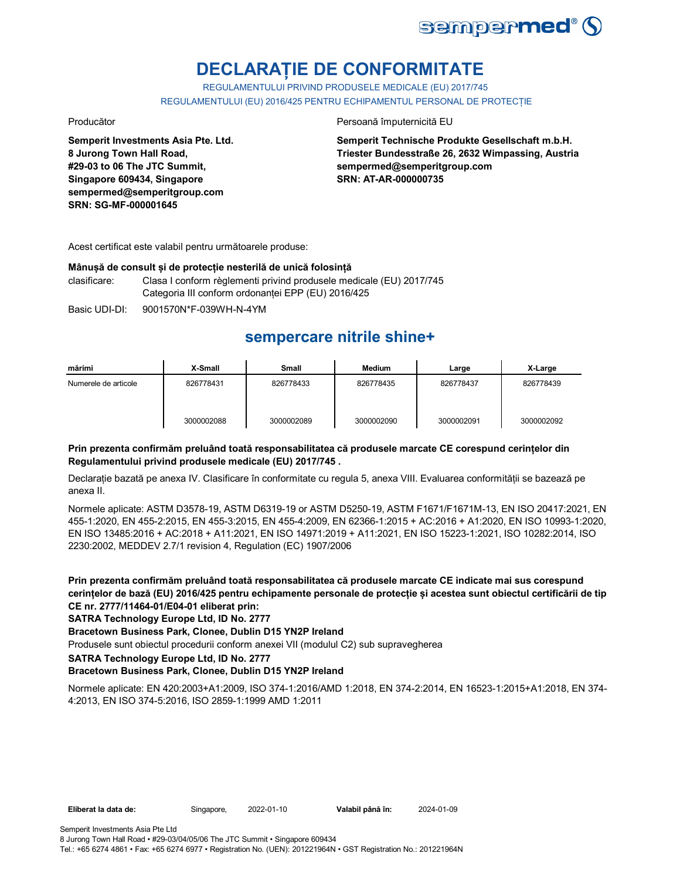# DECLARAȚIE DE CONFORMITATE

REGULAMENTULUI PRIVIND PRODUSELE MEDICALE (EU) 2017/745

REGULAMENTULUI (EU) 2016/425 PENTRU ECHIPAMENTUL PERSONAL DE PROTECȚIE

Producător

**Semperit Investments Asia Pte. Ltd.**
**8 Jurong Town Hall Road,**
**#29-03 to 06 The JTC Summit,**
**Singapore 609434, Singapore**
**sempermed@semperitgroup.com**
**SRN: SG-MF-000001645**

Persoană împuternicită EU

**Semperit Technische Produkte Gesellschaft m.b.H.**
**Triester Bundesstraße 26, 2632 Wimpassing, Austria**
**sempermed@semperitgroup.com**
**SRN: AT-AR-000000735**

Acest certificat este valabil pentru următoarele produse:

**Mânușă de consult și de protecție nesterilă de unică folosință**

clasificare: Clasa I conform règlementi privind produsele medicale (EU) 2017/745
Categoria III conform ordonanței EPP (EU) 2016/425

Basic UDI-DI: 9001570N*F-039WH-N-4YM

## sempercare nitrile shine+

| mărimi | X-Small | Small | Medium | Large | X-Large |
|---|---|---|---|---|---|
| Numerele de articole | 826778431<br><br>3000002088 | 826778433<br><br>3000002089 | 826778435<br><br>3000002090 | 826778437<br><br>3000002091 | 826778439<br><br>3000002092 |

**Prin prezenta confirmăm preluând toată responsabilitatea că produsele marcate CE corespund cerințelor din Regulamentului privind produsele medicale (EU) 2017/745 .**

Declarație bazată pe anexa IV. Clasificare în conformitate cu regula 5, anexa VIII. Evaluarea conformității se bazează pe anexa II.

Normele aplicate: ASTM D3578-19, ASTM D6319-19 or ASTM D5250-19, ASTM F1671/F1671M-13, EN ISO 20417:2021, EN 455-1:2020, EN 455-2:2015, EN 455-3:2015, EN 455-4:2009, EN 62366-1:2015 + AC:2016 + A1:2020, EN ISO 10993-1:2020, EN ISO 13485:2016 + AC:2018 + A11:2021, EN ISO 14971:2019 + A11:2021, EN ISO 15223-1:2021, ISO 10282:2014, ISO 2230:2002, MEDDEV 2.7/1 revision 4, Regulation (EC) 1907/2006

**Prin prezenta confirmăm preluând toată responsabilitatea că produsele marcate CE indicate mai sus corespund cerințelor de bază (EU) 2016/425 pentru echipamente personale de protecție și acestea sunt obiectul certificării de tip CE nr. 2777/11464-01/E04-01 eliberat prin:**

**SATRA Technology Europe Ltd, ID No. 2777**

**Bracetown Business Park, Clonee, Dublin D15 YN2P Ireland**

Produsele sunt obiectul procedurii conform anexei VII (modulul C2) sub supravegherea

**SATRA Technology Europe Ltd, ID No. 2777**

**Bracetown Business Park, Clonee, Dublin D15 YN2P Ireland**

Normele aplicate: EN 420:2003+A1:2009, ISO 374-1:2016/AMD 1:2018, EN 374-2:2014, EN 16523-1:2015+A1:2018, EN 374-4:2013, EN ISO 374-5:2016, ISO 2859-1:1999 AMD 1:2011

**Eliberat la data de:** Singapore, 2022-01-10 **Valabil până în:** 2024-01-09

Semperit Investments Asia Pte Ltd
8 Jurong Town Hall Road • #29-03/04/05/06 The JTC Summit • Singapore 609434
Tel.: +65 6274 4861 • Fax: +65 6274 6977 • Registration No. (UEN): 201221964N • GST Registration No.: 201221964N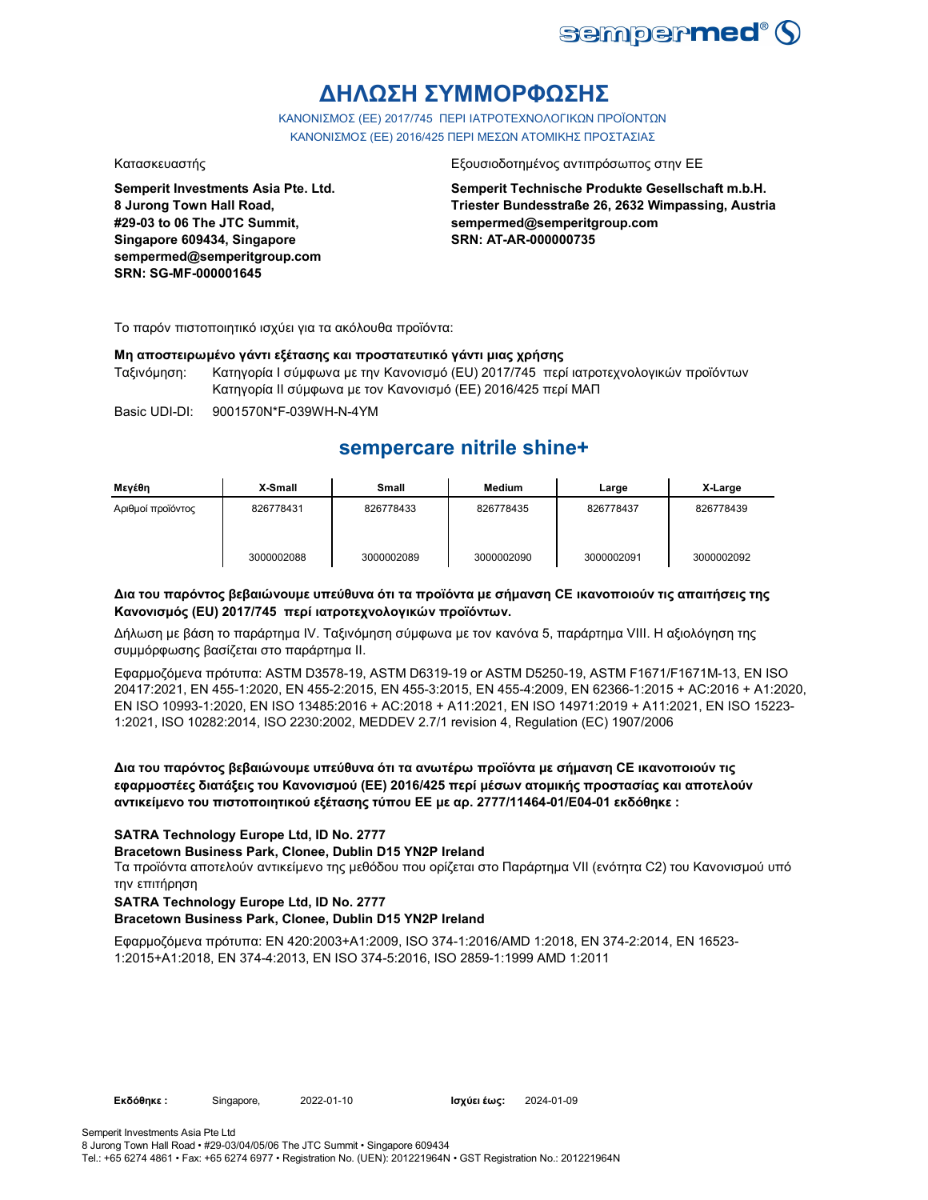# ΔΗΛΩΣΗ ΣΥΜΜΟΡΦΩΣΗΣ

ΚΑΝΟΝΙΣΜΟΣ (ΕΕ) 2017/745 ΠΕΡΙ ΙΑΤΡΟΤΕΧΝΟΛΟΓΙΚΩΝ ΠΡΟΪΟΝΤΩΝ
ΚΑΝΟΝΙΣΜΟΣ (ΕΕ) 2016/425 ΠΕΡΙ ΜΕΣΩΝ ΑΤΟΜΙΚΗΣ ΠΡΟΣΤΑΣΙΑΣ

Κατασκευαστής

**Semperit Investments Asia Pte. Ltd.**
**8 Jurong Town Hall Road,**
**#29-03 to 06 The JTC Summit,**
**Singapore 609434, Singapore**
**sempermed@semperitgroup.com**
**SRN: SG-MF-000001645**

Εξουσιοδοτημένος αντιπρόσωπος στην ΕΕ

**Semperit Technische Produkte Gesellschaft m.b.H.**
**Triester Bundesstraße 26, 2632 Wimpassing, Austria**
**sempermed@semperitgroup.com**
**SRN: AT-AR-000000735**

Το παρόν πιστοποιητικό ισχύει για τα ακόλουθα προϊόντα:

**Μη αποστειρωμένο γάντι εξέτασης και προστατευτικό γάντι μιας χρήσης**

Ταξινόμηση: Κατηγορία I σύμφωνα με την Κανονισμό (EU) 2017/745 περί ιατροτεχνολογικών προϊόντων
Κατηγορία II σύμφωνα με τον Κανονισμό (ΕΕ) 2016/425 περί ΜΑΠ

Basic UDI-DI: 9001570N*F-039WH-N-4YM

## sempercare nitrile shine+

| Μεγέθη | X-Small | Small | Medium | Large | X-Large |
|---|---|---|---|---|---|
| Αριθμοί προϊόντος | 826778431 | 826778433 | 826778435 | 826778437 | 826778439 |
| | 3000002088 | 3000002089 | 3000002090 | 3000002091 | 3000002092 |

**Δια του παρόντος βεβαιώνουμε υπεύθυνα ότι τα προϊόντα με σήμανση CE ικανοποιούν τις απαιτήσεις της Κανονισμός (EU) 2017/745 περί ιατροτεχνολογικών προϊόντων.**

Δήλωση με βάση το παράρτημα IV. Ταξινόμηση σύμφωνα με τον κανόνα 5, παράρτημα VIII. Η αξιολόγηση της συμμόρφωσης βασίζεται στο παράρτημα II.

Εφαρμοζόμενα πρότυπα: ASTM D3578-19, ASTM D6319-19 or ASTM D5250-19, ASTM F1671/F1671M-13, EN ISO 20417:2021, EN 455-1:2020, EN 455-2:2015, EN 455-3:2015, EN 455-4:2009, EN 62366-1:2015 + AC:2016 + A1:2020, EN ISO 10993-1:2020, EN ISO 13485:2016 + AC:2018 + A11:2021, EN ISO 14971:2019 + A11:2021, EN ISO 15223-1:2021, ISO 10282:2014, ISO 2230:2002, MEDDEV 2.7/1 revision 4, Regulation (EC) 1907/2006

**Δια του παρόντος βεβαιώνουμε υπεύθυνα ότι τα ανωτέρω προϊόντα με σήμανση CE ικανοποιούν τις εφαρμοστέες διατάξεις του Κανονισμού (ΕΕ) 2016/425 περί μέσων ατομικής προστασίας και αποτελούν αντικείμενο του πιστοποιητικού εξέτασης τύπου ΕΕ με αρ. 2777/11464-01/E04-01 εκδόθηκε :**

**SATRA Technology Europe Ltd, ID No. 2777**
**Bracetown Business Park, Clonee, Dublin D15 YN2P Ireland**

Τα προϊόντα αποτελούν αντικείμενο της μεθόδου που ορίζεται στο Παράρτημα VII (ενότητα C2) του Κανονισμού υπό την επιτήρηση

**SATRA Technology Europe Ltd, ID No. 2777**
**Bracetown Business Park, Clonee, Dublin D15 YN2P Ireland**

Εφαρμοζόμενα πρότυπα: EN 420:2003+A1:2009, ISO 374-1:2016/AMD 1:2018, EN 374-2:2014, EN 16523-1:2015+A1:2018, EN 374-4:2013, EN ISO 374-5:2016, ISO 2859-1:1999 AMD 1:2011

**Εκδόθηκε :** Singapore, 2022-01-10 **Ισχύει έως:** 2024-01-09

Semperit Investments Asia Pte Ltd
8 Jurong Town Hall Road • #29-03/04/05/06 The JTC Summit • Singapore 609434
Tel.: +65 6274 4861 • Fax: +65 6274 6977 • Registration No. (UEN): 201221964N • GST Registration No.: 201221964N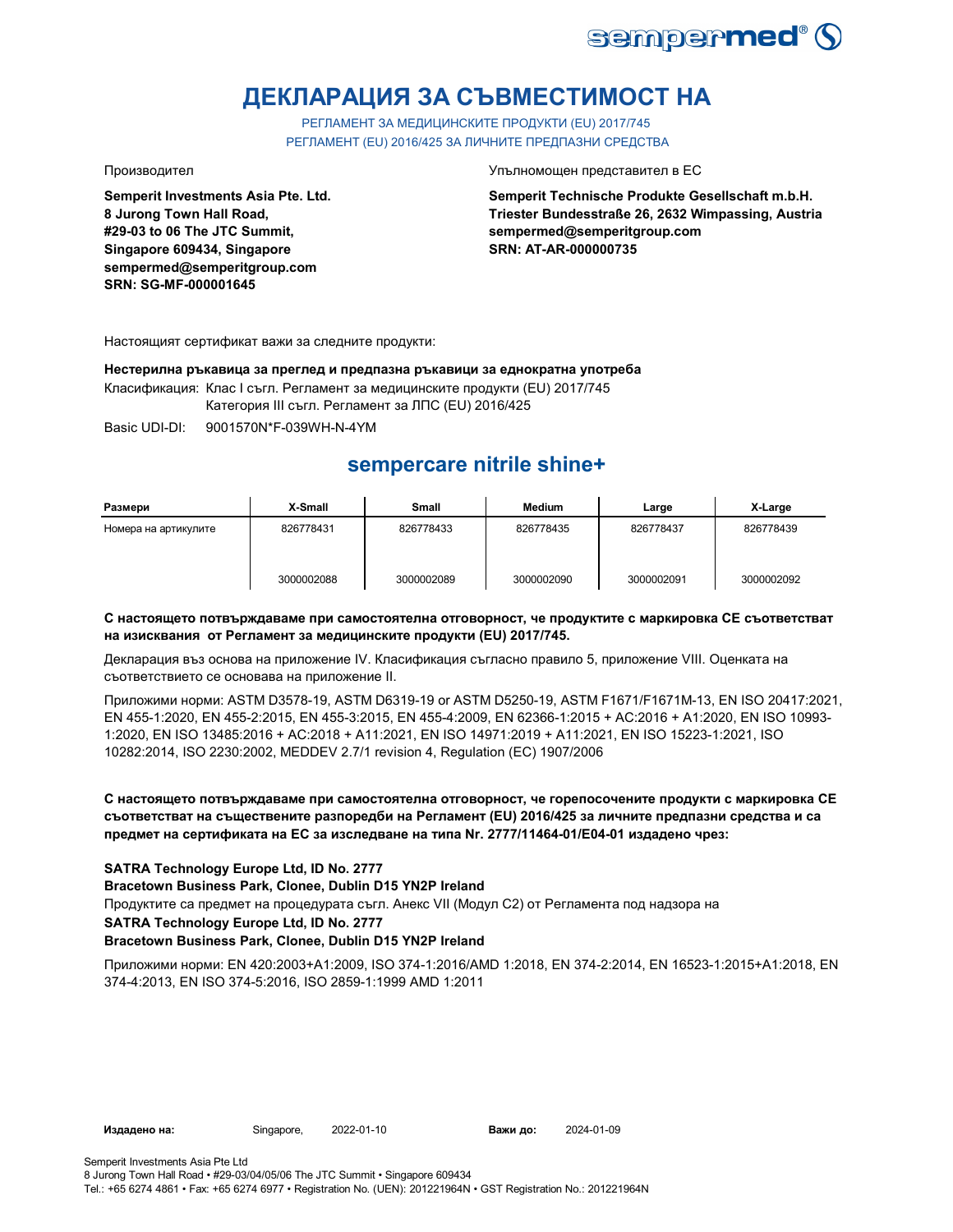# ДЕКЛАРАЦИЯ ЗА СЪВМЕСТИМОСТ НА

РЕГЛАМЕНТ ЗА МЕДИЦИНСКИТЕ ПРОДУКТИ (EU) 2017/745
РЕГЛАМЕНТ (EU) 2016/425 ЗА ЛИЧНИТЕ ПРЕДПАЗНИ СРЕДСТВА

Производител

**Semperit Investments Asia Pte. Ltd.**
**8 Jurong Town Hall Road,**
**#29-03 to 06 The JTC Summit,**
**Singapore 609434, Singapore**
**sempermed@semperitgroup.com**
**SRN: SG-MF-000001645**

Упълномощен представител в ЕС

**Semperit Technische Produkte Gesellschaft m.b.H.**
**Triester Bundesstraße 26, 2632 Wimpassing, Austria**
**sempermed@semperitgroup.com**
**SRN: AT-AR-000000735**

Настоящият сертификат важи за следните продукти:

**Нестерилна ръкавица за преглед и предпазна ръкавици за еднократна употреба**

Класификация: Клас I съгл. Регламент за медицинските продукти (EU) 2017/745
Категория III съгл. Регламент за ЛПС (EU) 2016/425

Basic UDI-DI: 9001570N*F-039WH-N-4YM

## sempercare nitrile shine+

| Размери | X-Small | Small | Medium | Large | X-Large |
|---|---|---|---|---|---|
| Номера на артикулите | 826778431 | 826778433 | 826778435 | 826778437 | 826778439 |
| | 3000002088 | 3000002089 | 3000002090 | 3000002091 | 3000002092 |

**С настоящето потвърждаваме при самостоятелна отговорност, че продуктите с маркировка CE съответстват на изисквания от Регламент за медицинските продукти (EU) 2017/745.**

Декларация въз основа на приложение IV. Класификация съгласно правило 5, приложение VIII. Оценката на съответствието се основава на приложение II.

Приложими норми: ASTM D3578-19, ASTM D6319-19 or ASTM D5250-19, ASTM F1671/F1671M-13, EN ISO 20417:2021, EN 455-1:2020, EN 455-2:2015, EN 455-3:2015, EN 455-4:2009, EN 62366-1:2015 + AC:2016 + A1:2020, EN ISO 10993-1:2020, EN ISO 13485:2016 + AC:2018 + A11:2021, EN ISO 14971:2019 + A11:2021, EN ISO 15223-1:2021, ISO 10282:2014, ISO 2230:2002, MEDDEV 2.7/1 revision 4, Regulation (EC) 1907/2006

**С настоящето потвърждаваме при самостоятелна отговорност, че горепосочените продукти с маркировка CE съответстват на съществените разпоредби на Регламент (EU) 2016/425 за личните предпазни средства и са предмет на сертификата на ЕС за изследване на типа Nr. 2777/11464-01/E04-01 издадено чрез:**

**SATRA Technology Europe Ltd, ID No. 2777**
**Bracetown Business Park, Clonee, Dublin D15 YN2P Ireland**

Продуктите са предмет на процедурата съгл. Анекс VII (Модул C2) от Регламента под надзора на

**SATRA Technology Europe Ltd, ID No. 2777**
**Bracetown Business Park, Clonee, Dublin D15 YN2P Ireland**

Приложими норми: EN 420:2003+A1:2009, ISO 374-1:2016/AMD 1:2018, EN 374-2:2014, EN 16523-1:2015+A1:2018, EN 374-4:2013, EN ISO 374-5:2016, ISO 2859-1:1999 AMD 1:2011

**Издадено на:** Singapore, 2022-01-10 **Важи до:** 2024-01-09

Semperit Investments Asia Pte Ltd
8 Jurong Town Hall Road • #29-03/04/05/06 The JTC Summit • Singapore 609434
Tel.: +65 6274 4861 • Fax: +65 6274 6977 • Registration No. (UEN): 201221964N • GST Registration No.: 201221964N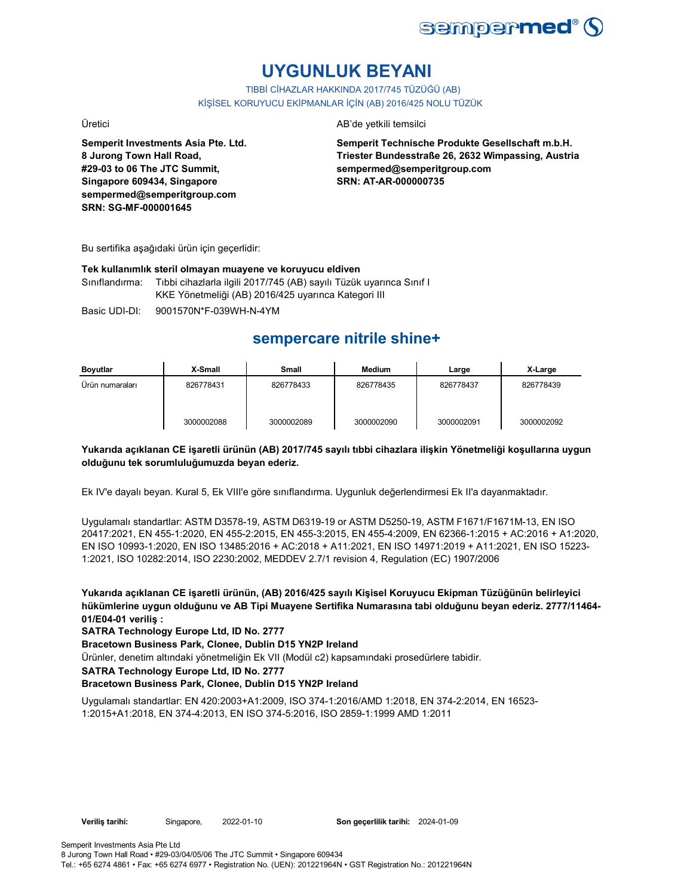# UYGUNLUK BEYANI

TIBBİ CİHAZLAR HAKKINDA 2017/745 TÜZÜĞÜ (AB)
KİŞİSEL KORUYUCU EKİPMANLAR İÇİN (AB) 2016/425 NOLU TÜZÜK

Üretici

**Semperit Investments Asia Pte. Ltd.**
**8 Jurong Town Hall Road,**
**#29-03 to 06 The JTC Summit,**
**Singapore 609434, Singapore**
**sempermed@semperitgroup.com**
**SRN: SG-MF-000001645**

AB'de yetkili temsilci

**Semperit Technische Produkte Gesellschaft m.b.H.**
**Triester Bundesstraße 26, 2632 Wimpassing, Austria**
**sempermed@semperitgroup.com**
**SRN: AT-AR-000000735**

Bu sertifika aşağıdaki ürün için geçerlidir:

**Tek kullanımlık steril olmayan muayene ve koruyucu eldiven**

Sınıflandırma: Tıbbi cihazlarla ilgili 2017/745 (AB) sayılı Tüzük uyarınca Sınıf I
KKE Yönetmeliği (AB) 2016/425 uyarınca Kategori III

Basic UDI-DI: 9001570N*F-039WH-N-4YM

## sempercare nitrile shine+

| Boyutlar | X-Small | Small | Medium | Large | X-Large |
|---|---|---|---|---|---|
| Ürün numaraları | 826778431 | 826778433 | 826778435 | 826778437 | 826778439 |
| | 3000002088 | 3000002089 | 3000002090 | 3000002091 | 3000002092 |

**Yukarıda açıklanan CE işaretli ürünün (AB) 2017/745 sayılı tıbbi cihazlara ilişkin Yönetmeliği koşullarına uygun olduğunu tek sorumluluğumuzda beyan ederiz.**

Ek IV'e dayalı beyan. Kural 5, Ek VIII'e göre sınıflandırma. Uygunluk değerlendirmesi Ek II'a dayanmaktadır.

Uygulamalı standartlar: ASTM D3578-19, ASTM D6319-19 or ASTM D5250-19, ASTM F1671/F1671M-13, EN ISO 20417:2021, EN 455-1:2020, EN 455-2:2015, EN 455-3:2015, EN 455-4:2009, EN 62366-1:2015 + AC:2016 + A1:2020, EN ISO 10993-1:2020, EN ISO 13485:2016 + AC:2018 + A11:2021, EN ISO 14971:2019 + A11:2021, EN ISO 15223-1:2021, ISO 10282:2014, ISO 2230:2002, MEDDEV 2.7/1 revision 4, Regulation (EC) 1907/2006

**Yukarıda açıklanan CE işaretli ürünün, (AB) 2016/425 sayılı Kişisel Koruyucu Ekipman Tüzüğünün belirleyici hükümlerine uygun olduğunu ve AB Tipi Muayene Sertifika Numarasına tabi olduğunu beyan ederiz. 2777/11464-01/E04-01 veriliş :**

**SATRA Technology Europe Ltd, ID No. 2777**

**Bracetown Business Park, Clonee, Dublin D15 YN2P Ireland**

Ürünler, denetim altındaki yönetmeliğin Ek VII (Modül c2) kapsamındaki prosedürlere tabidir.

**SATRA Technology Europe Ltd, ID No. 2777**

**Bracetown Business Park, Clonee, Dublin D15 YN2P Ireland**

Uygulamalı standartlar: EN 420:2003+A1:2009, ISO 374-1:2016/AMD 1:2018, EN 374-2:2014, EN 16523-1:2015+A1:2018, EN 374-4:2013, EN ISO 374-5:2016, ISO 2859-1:1999 AMD 1:2011

**Veriliş tarihi:** Singapore, 2022-01-10 **Son geçerlilik tarihi:** 2024-01-09

Semperit Investments Asia Pte Ltd
8 Jurong Town Hall Road • #29-03/04/05/06 The JTC Summit • Singapore 609434
Tel.: +65 6274 4861 • Fax: +65 6274 6977 • Registration No. (UEN): 201221964N • GST Registration No.: 201221964N